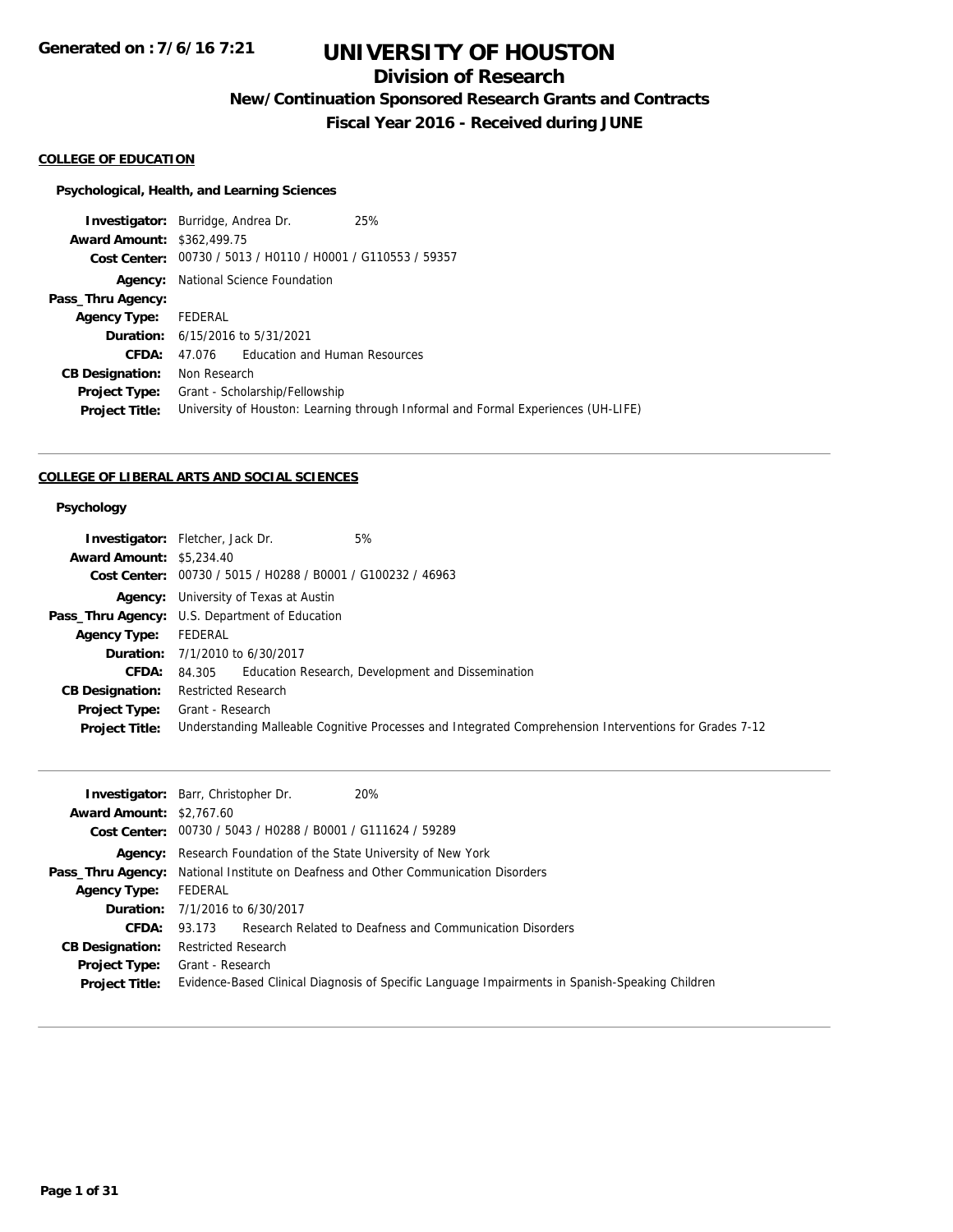**Generated on : 7/6/16 7:21**

# UNIVERSITY OF HOUSTON

## Division of Research

### New/Continuation Sponsored Research Grants and Contracts

### Fiscal Year 2016 - Received during JUNE

#### COLLEGE OF EDUCATION

##### Psychological, Health, and Learning Sciences

| | | |
|---|---|---|
| **Investigator:** | Burridge, Andrea Dr. | 25% |
| **Award Amount:** | $362,499.75 | |
| **Cost Center:** | 00730 / 5013 / H0110 / H0001 / G110553 / 59357 | |
| **Agency:** | National Science Foundation | |
| **Pass_Thru Agency:** | | |
| **Agency Type:** | FEDERAL | |
| **Duration:** | 6/15/2016 to 5/31/2021 | |
| **CFDA:** | 47.076 Education and Human Resources | |
| **CB Designation:** | Non Research | |
| **Project Type:** | Grant - Scholarship/Fellowship | |
| **Project Title:** | University of Houston: Learning through Informal and Formal Experiences (UH-LIFE) | |

---

#### COLLEGE OF LIBERAL ARTS AND SOCIAL SCIENCES

##### Psychology

| | | |
|---|---|---|
| **Investigator:** | Fletcher, Jack Dr. | 5% |
| **Award Amount:** | $5,234.40 | |
| **Cost Center:** | 00730 / 5015 / H0288 / B0001 / G100232 / 46963 | |
| **Agency:** | University of Texas at Austin | |
| **Pass_Thru Agency:** | U.S. Department of Education | |
| **Agency Type:** | FEDERAL | |
| **Duration:** | 7/1/2010 to 6/30/2017 | |
| **CFDA:** | 84.305 Education Research, Development and Dissemination | |
| **CB Designation:** | Restricted Research | |
| **Project Type:** | Grant - Research | |
| **Project Title:** | Understanding Malleable Cognitive Processes and Integrated Comprehension Interventions for Grades 7-12 | |

---

| | | |
|---|---|---|
| **Investigator:** | Barr, Christopher Dr. | 20% |
| **Award Amount:** | $2,767.60 | |
| **Cost Center:** | 00730 / 5043 / H0288 / B0001 / G111624 / 59289 | |
| **Agency:** | Research Foundation of the State University of New York | |
| **Pass_Thru Agency:** | National Institute on Deafness and Other Communication Disorders | |
| **Agency Type:** | FEDERAL | |
| **Duration:** | 7/1/2016 to 6/30/2017 | |
| **CFDA:** | 93.173 Research Related to Deafness and Communication Disorders | |
| **CB Designation:** | Restricted Research | |
| **Project Type:** | Grant - Research | |
| **Project Title:** | Evidence-Based Clinical Diagnosis of Specific Language Impairments in Spanish-Speaking Children | |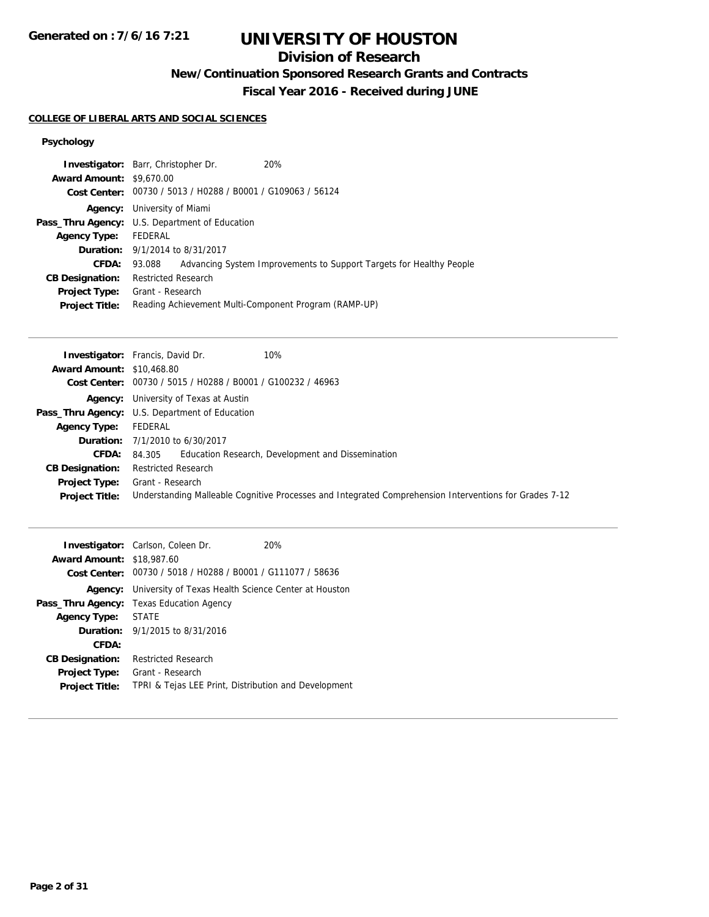**Generated on : 7/6/16 7:21**

# UNIVERSITY OF HOUSTON

## Division of Research

### New/Continuation Sponsored Research Grants and Contracts

### Fiscal Year 2016 - Received during JUNE

**COLLEGE OF LIBERAL ARTS AND SOCIAL SCIENCES**

**Psychology**

**Investigator:** Barr, Christopher Dr. 20%
**Award Amount:** $9,670.00
**Cost Center:** 00730 / 5013 / H0288 / B0001 / G109063 / 56124
**Agency:** University of Miami
**Pass_Thru Agency:** U.S. Department of Education
**Agency Type:** FEDERAL
**Duration:** 9/1/2014 to 8/31/2017
**CFDA:** 93.088 Advancing System Improvements to Support Targets for Healthy People
**CB Designation:** Restricted Research
**Project Type:** Grant - Research
**Project Title:** Reading Achievement Multi-Component Program (RAMP-UP)

---

**Investigator:** Francis, David Dr. 10%
**Award Amount:** $10,468.80
**Cost Center:** 00730 / 5015 / H0288 / B0001 / G100232 / 46963
**Agency:** University of Texas at Austin
**Pass_Thru Agency:** U.S. Department of Education
**Agency Type:** FEDERAL
**Duration:** 7/1/2010 to 6/30/2017
**CFDA:** 84.305 Education Research, Development and Dissemination
**CB Designation:** Restricted Research
**Project Type:** Grant - Research
**Project Title:** Understanding Malleable Cognitive Processes and Integrated Comprehension Interventions for Grades 7-12

---

**Investigator:** Carlson, Coleen Dr. 20%
**Award Amount:** $18,987.60
**Cost Center:** 00730 / 5018 / H0288 / B0001 / G111077 / 58636
**Agency:** University of Texas Health Science Center at Houston
**Pass_Thru Agency:** Texas Education Agency
**Agency Type:** STATE
**Duration:** 9/1/2015 to 8/31/2016
**CFDA:**
**CB Designation:** Restricted Research
**Project Type:** Grant - Research
**Project Title:** TPRI & Tejas LEE Print, Distribution and Development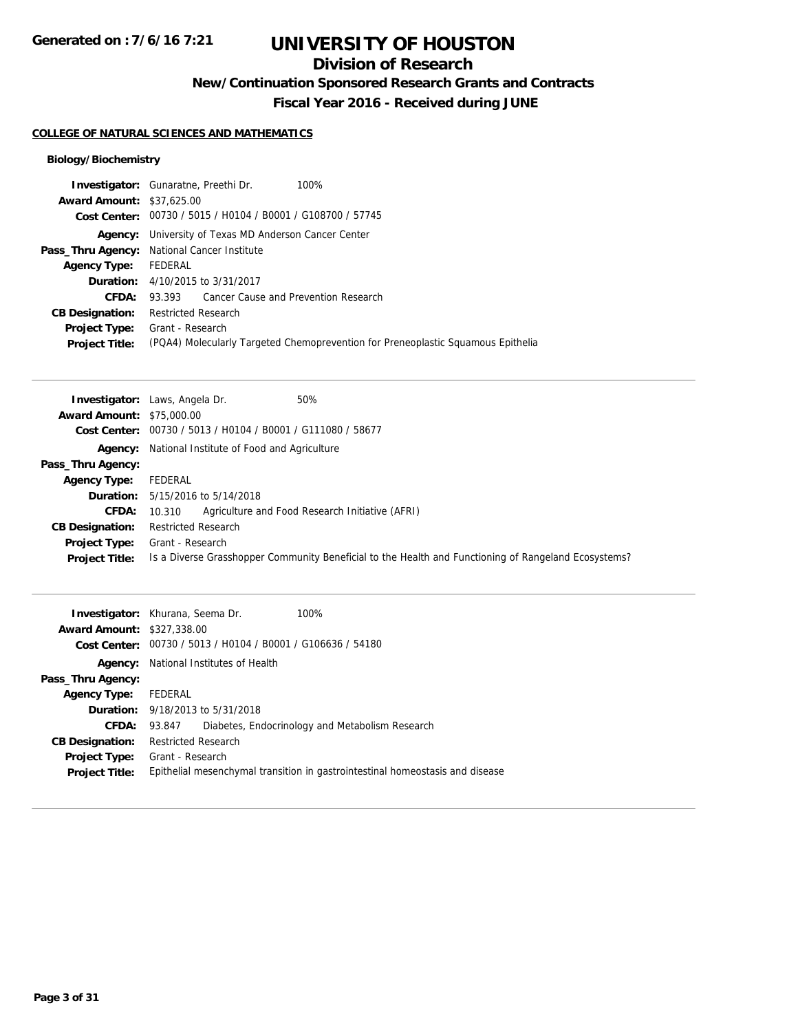# UNIVERSITY OF HOUSTON

## Division of Research

### New/Continuation Sponsored Research Grants and Contracts

### Fiscal Year 2016 - Received during JUNE

**COLLEGE OF NATURAL SCIENCES AND MATHEMATICS**

**Biology/Biochemistry**

**Investigator:** Gunaratne, Preethi Dr. 100%
**Award Amount:** $37,625.00
**Cost Center:** 00730 / 5015 / H0104 / B0001 / G108700 / 57745
**Agency:** University of Texas MD Anderson Cancer Center
**Pass_Thru Agency:** National Cancer Institute
**Agency Type:** FEDERAL
**Duration:** 4/10/2015 to 3/31/2017
**CFDA:** 93.393 Cancer Cause and Prevention Research
**CB Designation:** Restricted Research
**Project Type:** Grant - Research
**Project Title:** (PQA4) Molecularly Targeted Chemoprevention for Preneoplastic Squamous Epithelia

---

**Investigator:** Laws, Angela Dr. 50%
**Award Amount:** $75,000.00
**Cost Center:** 00730 / 5013 / H0104 / B0001 / G111080 / 58677
**Agency:** National Institute of Food and Agriculture
**Pass_Thru Agency:**
**Agency Type:** FEDERAL
**Duration:** 5/15/2016 to 5/14/2018
**CFDA:** 10.310 Agriculture and Food Research Initiative (AFRI)
**CB Designation:** Restricted Research
**Project Type:** Grant - Research
**Project Title:** Is a Diverse Grasshopper Community Beneficial to the Health and Functioning of Rangeland Ecosystems?

---

**Investigator:** Khurana, Seema Dr. 100%
**Award Amount:** $327,338.00
**Cost Center:** 00730 / 5013 / H0104 / B0001 / G106636 / 54180
**Agency:** National Institutes of Health
**Pass_Thru Agency:**
**Agency Type:** FEDERAL
**Duration:** 9/18/2013 to 5/31/2018
**CFDA:** 93.847 Diabetes, Endocrinology and Metabolism Research
**CB Designation:** Restricted Research
**Project Type:** Grant - Research
**Project Title:** Epithelial mesenchymal transition in gastrointestinal homeostasis and disease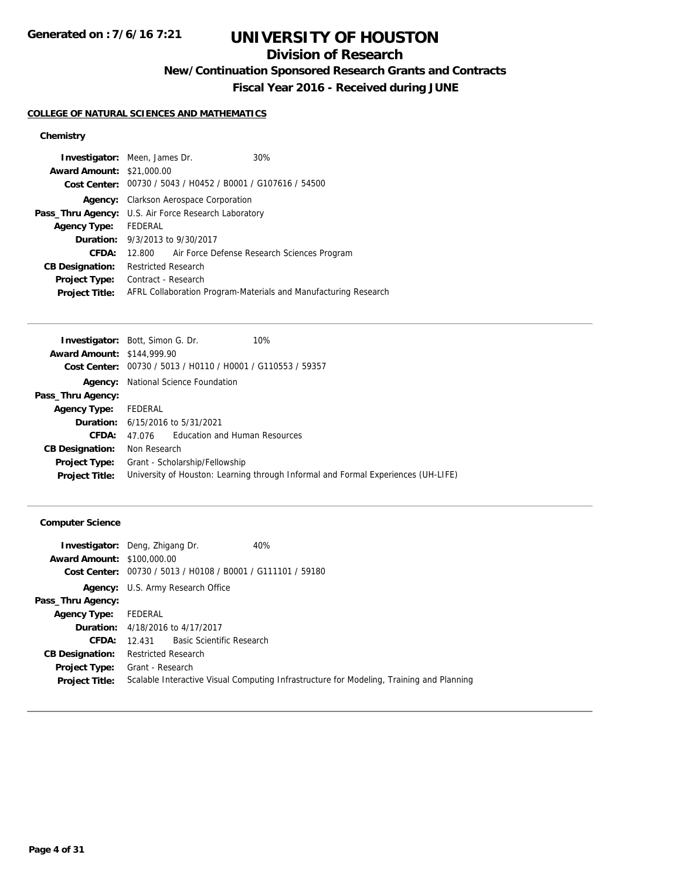# UNIVERSITY OF HOUSTON

## Division of Research

### New/Continuation Sponsored Research Grants and Contracts

### Fiscal Year 2016 - Received during JUNE

Generated on : 7/6/16 7:21

**COLLEGE OF NATURAL SCIENCES AND MATHEMATICS**

**Chemistry**

**Investigator:** Meen, James Dr. 30%
**Award Amount:** $21,000.00
**Cost Center:** 00730 / 5043 / H0452 / B0001 / G107616 / 54500
**Agency:** Clarkson Aerospace Corporation
**Pass_Thru Agency:** U.S. Air Force Research Laboratory
**Agency Type:** FEDERAL
**Duration:** 9/3/2013 to 9/30/2017
**CFDA:** 12.800 Air Force Defense Research Sciences Program
**CB Designation:** Restricted Research
**Project Type:** Contract - Research
**Project Title:** AFRL Collaboration Program-Materials and Manufacturing Research

---

**Investigator:** Bott, Simon G. Dr. 10%
**Award Amount:** $144,999.90
**Cost Center:** 00730 / 5013 / H0110 / H0001 / G110553 / 59357
**Agency:** National Science Foundation
**Pass_Thru Agency:**
**Agency Type:** FEDERAL
**Duration:** 6/15/2016 to 5/31/2021
**CFDA:** 47.076 Education and Human Resources
**CB Designation:** Non Research
**Project Type:** Grant - Scholarship/Fellowship
**Project Title:** University of Houston: Learning through Informal and Formal Experiences (UH-LIFE)

---

**Computer Science**

**Investigator:** Deng, Zhigang Dr. 40%
**Award Amount:** $100,000.00
**Cost Center:** 00730 / 5013 / H0108 / B0001 / G111101 / 59180
**Agency:** U.S. Army Research Office
**Pass_Thru Agency:**
**Agency Type:** FEDERAL
**Duration:** 4/18/2016 to 4/17/2017
**CFDA:** 12.431 Basic Scientific Research
**CB Designation:** Restricted Research
**Project Type:** Grant - Research
**Project Title:** Scalable Interactive Visual Computing Infrastructure for Modeling, Training and Planning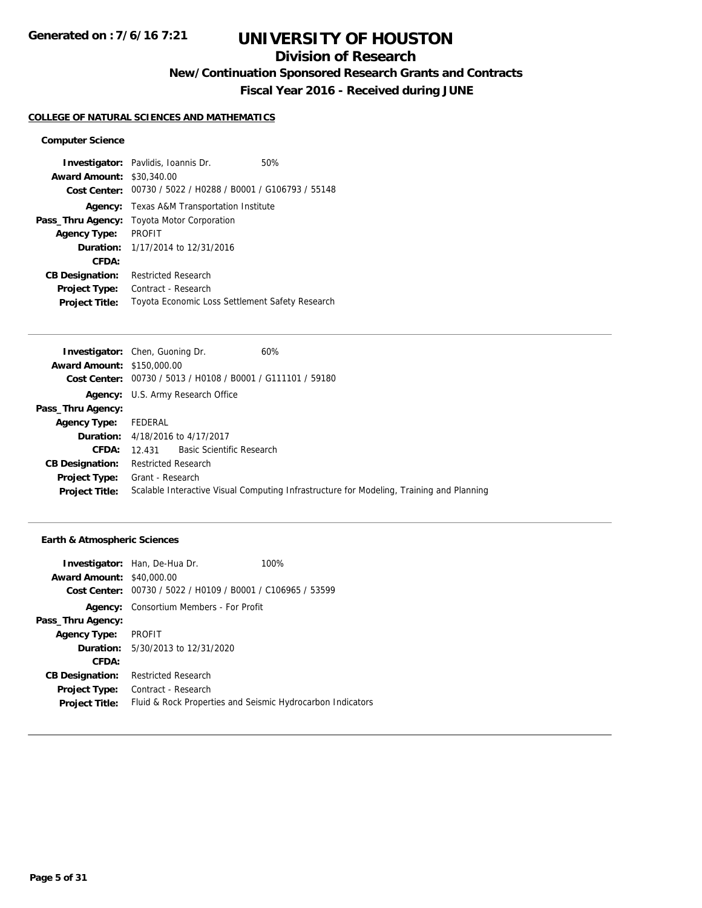# UNIVERSITY OF HOUSTON

## Division of Research

### New/Continuation Sponsored Research Grants and Contracts

### Fiscal Year 2016 - Received during JUNE

Generated on : 7/6/16 7:21

**COLLEGE OF NATURAL SCIENCES AND MATHEMATICS**

**Computer Science**

**Investigator:** Pavlidis, Ioannis Dr. 50%
**Award Amount:** $30,340.00
**Cost Center:** 00730 / 5022 / H0288 / B0001 / G106793 / 55148
**Agency:** Texas A&M Transportation Institute
**Pass_Thru Agency:** Toyota Motor Corporation
**Agency Type:** PROFIT
**Duration:** 1/17/2014 to 12/31/2016
**CFDA:**
**CB Designation:** Restricted Research
**Project Type:** Contract - Research
**Project Title:** Toyota Economic Loss Settlement Safety Research

---

**Investigator:** Chen, Guoning Dr. 60%
**Award Amount:** $150,000.00
**Cost Center:** 00730 / 5013 / H0108 / B0001 / G111101 / 59180
**Agency:** U.S. Army Research Office
**Pass_Thru Agency:**
**Agency Type:** FEDERAL
**Duration:** 4/18/2016 to 4/17/2017
**CFDA:** 12.431 Basic Scientific Research
**CB Designation:** Restricted Research
**Project Type:** Grant - Research
**Project Title:** Scalable Interactive Visual Computing Infrastructure for Modeling, Training and Planning

---

**Earth & Atmospheric Sciences**

**Investigator:** Han, De-Hua Dr. 100%
**Award Amount:** $40,000.00
**Cost Center:** 00730 / 5022 / H0109 / B0001 / C106965 / 53599
**Agency:** Consortium Members - For Profit
**Pass_Thru Agency:**
**Agency Type:** PROFIT
**Duration:** 5/30/2013 to 12/31/2020
**CFDA:**
**CB Designation:** Restricted Research
**Project Type:** Contract - Research
**Project Title:** Fluid & Rock Properties and Seismic Hydrocarbon Indicators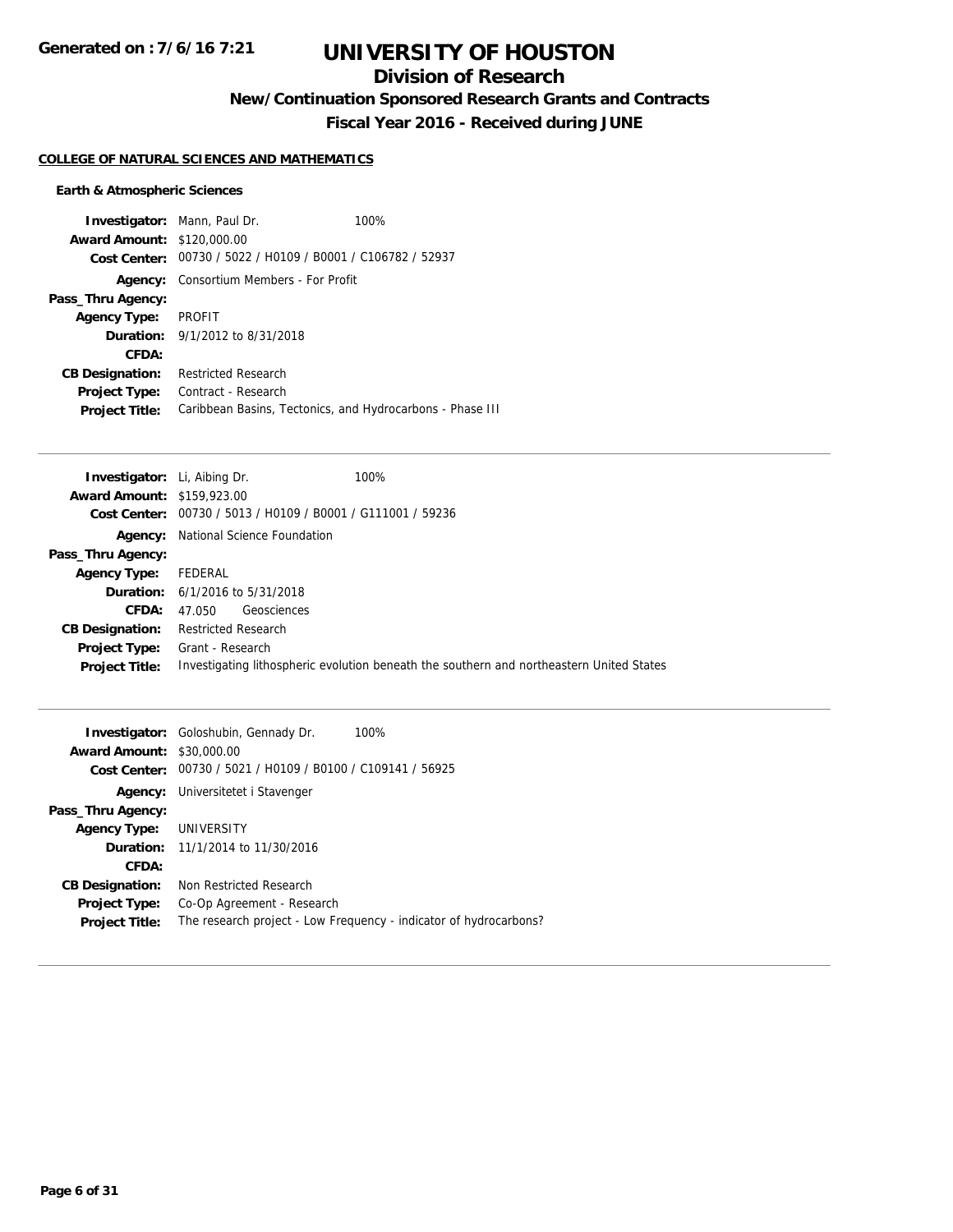# UNIVERSITY OF HOUSTON

## Division of Research

### New/Continuation Sponsored Research Grants and Contracts

### Fiscal Year 2016 - Received during JUNE

**COLLEGE OF NATURAL SCIENCES AND MATHEMATICS**

**Earth & Atmospheric Sciences**

**Investigator:** Mann, Paul Dr. 100%
**Award Amount:** $120,000.00
**Cost Center:** 00730 / 5022 / H0109 / B0001 / C106782 / 52937
**Agency:** Consortium Members - For Profit
**Pass_Thru Agency:**
**Agency Type:** PROFIT
**Duration:** 9/1/2012 to 8/31/2018
**CFDA:**
**CB Designation:** Restricted Research
**Project Type:** Contract - Research
**Project Title:** Caribbean Basins, Tectonics, and Hydrocarbons - Phase III

---

**Investigator:** Li, Aibing Dr. 100%
**Award Amount:** $159,923.00
**Cost Center:** 00730 / 5013 / H0109 / B0001 / G111001 / 59236
**Agency:** National Science Foundation
**Pass_Thru Agency:**
**Agency Type:** FEDERAL
**Duration:** 6/1/2016 to 5/31/2018
**CFDA:** 47.050 Geosciences
**CB Designation:** Restricted Research
**Project Type:** Grant - Research
**Project Title:** Investigating lithospheric evolution beneath the southern and northeastern United States

---

**Investigator:** Goloshubin, Gennady Dr. 100%
**Award Amount:** $30,000.00
**Cost Center:** 00730 / 5021 / H0109 / B0100 / C109141 / 56925
**Agency:** Universitetet i Stavenger
**Pass_Thru Agency:**
**Agency Type:** UNIVERSITY
**Duration:** 11/1/2014 to 11/30/2016
**CFDA:**
**CB Designation:** Non Restricted Research
**Project Type:** Co-Op Agreement - Research
**Project Title:** The research project - Low Frequency - indicator of hydrocarbons?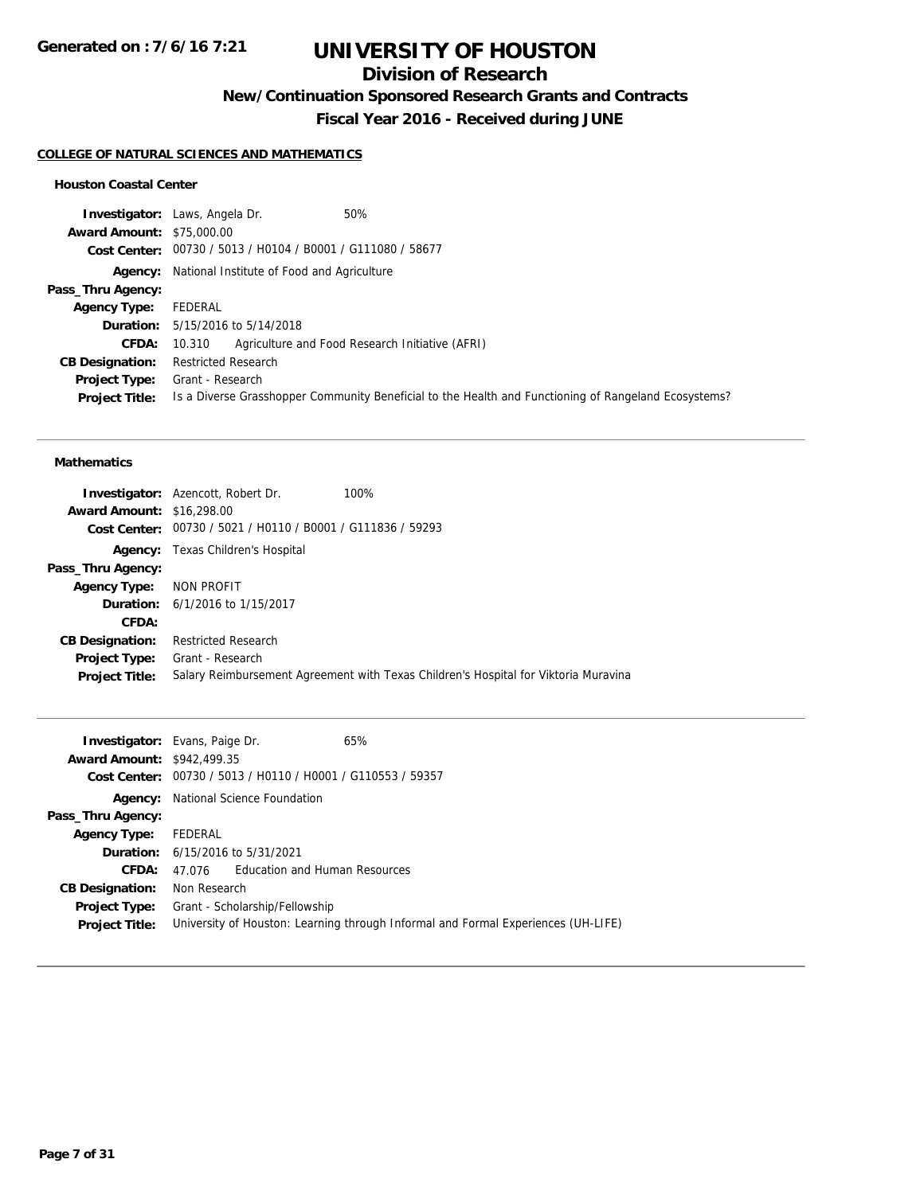# UNIVERSITY OF HOUSTON

## Division of Research

### New/Continuation Sponsored Research Grants and Contracts

### Fiscal Year 2016 - Received during JUNE

**Generated on : 7/6/16 7:21**

#### COLLEGE OF NATURAL SCIENCES AND MATHEMATICS

**Houston Coastal Center**

| | |
|---|---|
| **Investigator:** | Laws, Angela Dr. 50% |
| **Award Amount:** | $75,000.00 |
| **Cost Center:** | 00730 / 5013 / H0104 / B0001 / G111080 / 58677 |
| **Agency:** | National Institute of Food and Agriculture |
| **Pass_Thru Agency:** | |
| **Agency Type:** | FEDERAL |
| **Duration:** | 5/15/2016 to 5/14/2018 |
| **CFDA:** | 10.310 Agriculture and Food Research Initiative (AFRI) |
| **CB Designation:** | Restricted Research |
| **Project Type:** | Grant - Research |
| **Project Title:** | Is a Diverse Grasshopper Community Beneficial to the Health and Functioning of Rangeland Ecosystems? |

**Mathematics**

| | |
|---|---|
| **Investigator:** | Azencott, Robert Dr. 100% |
| **Award Amount:** | $16,298.00 |
| **Cost Center:** | 00730 / 5021 / H0110 / B0001 / G111836 / 59293 |
| **Agency:** | Texas Children's Hospital |
| **Pass_Thru Agency:** | |
| **Agency Type:** | NON PROFIT |
| **Duration:** | 6/1/2016 to 1/15/2017 |
| **CFDA:** | |
| **CB Designation:** | Restricted Research |
| **Project Type:** | Grant - Research |
| **Project Title:** | Salary Reimbursement Agreement with Texas Children's Hospital for Viktoria Muravina |

| | |
|---|---|
| **Investigator:** | Evans, Paige Dr. 65% |
| **Award Amount:** | $942,499.35 |
| **Cost Center:** | 00730 / 5013 / H0110 / H0001 / G110553 / 59357 |
| **Agency:** | National Science Foundation |
| **Pass_Thru Agency:** | |
| **Agency Type:** | FEDERAL |
| **Duration:** | 6/15/2016 to 5/31/2021 |
| **CFDA:** | 47.076 Education and Human Resources |
| **CB Designation:** | Non Research |
| **Project Type:** | Grant - Scholarship/Fellowship |
| **Project Title:** | University of Houston: Learning through Informal and Formal Experiences (UH-LIFE) |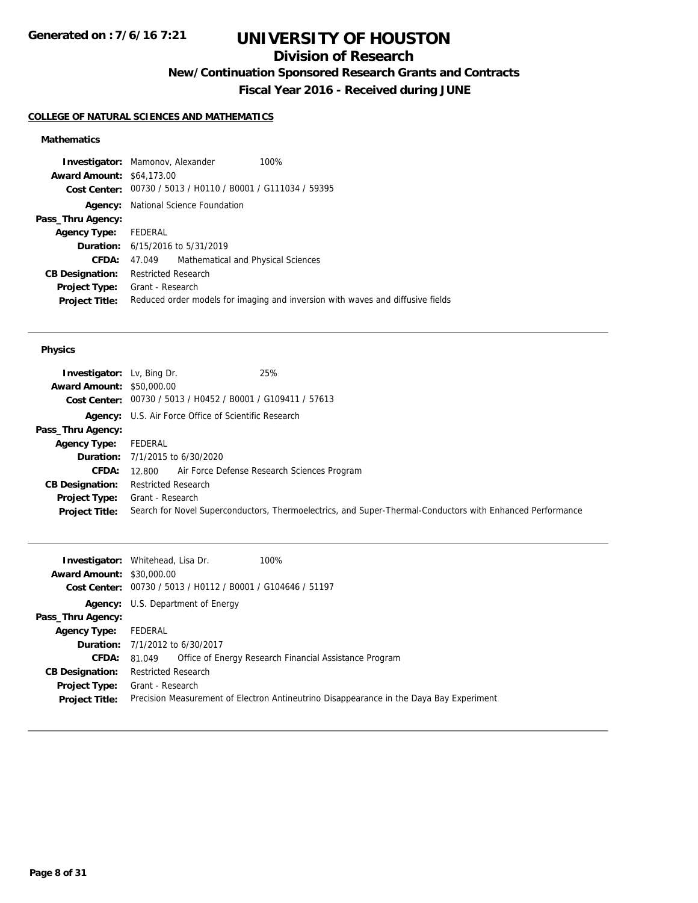**Generated on : 7/6/16 7:21**

# UNIVERSITY OF HOUSTON

## Division of Research

### New/Continuation Sponsored Research Grants and Contracts

### Fiscal Year 2016 - Received during JUNE

**COLLEGE OF NATURAL SCIENCES AND MATHEMATICS**

#### Mathematics

**Investigator:** Mamonov, Alexander 100%
**Award Amount:** $64,173.00
**Cost Center:** 00730 / 5013 / H0110 / B0001 / G111034 / 59395
**Agency:** National Science Foundation
**Pass_Thru Agency:**
**Agency Type:** FEDERAL
**Duration:** 6/15/2016 to 5/31/2019
**CFDA:** 47.049 Mathematical and Physical Sciences
**CB Designation:** Restricted Research
**Project Type:** Grant - Research
**Project Title:** Reduced order models for imaging and inversion with waves and diffusive fields

---

#### Physics

**Investigator:** Lv, Bing Dr. 25%
**Award Amount:** $50,000.00
**Cost Center:** 00730 / 5013 / H0452 / B0001 / G109411 / 57613
**Agency:** U.S. Air Force Office of Scientific Research
**Pass_Thru Agency:**
**Agency Type:** FEDERAL
**Duration:** 7/1/2015 to 6/30/2020
**CFDA:** 12.800 Air Force Defense Research Sciences Program
**CB Designation:** Restricted Research
**Project Type:** Grant - Research
**Project Title:** Search for Novel Superconductors, Thermoelectrics, and Super-Thermal-Conductors with Enhanced Performance

---

**Investigator:** Whitehead, Lisa Dr. 100%
**Award Amount:** $30,000.00
**Cost Center:** 00730 / 5013 / H0112 / B0001 / G104646 / 51197
**Agency:** U.S. Department of Energy
**Pass_Thru Agency:**
**Agency Type:** FEDERAL
**Duration:** 7/1/2012 to 6/30/2017
**CFDA:** 81.049 Office of Energy Research Financial Assistance Program
**CB Designation:** Restricted Research
**Project Type:** Grant - Research
**Project Title:** Precision Measurement of Electron Antineutrino Disappearance in the Daya Bay Experiment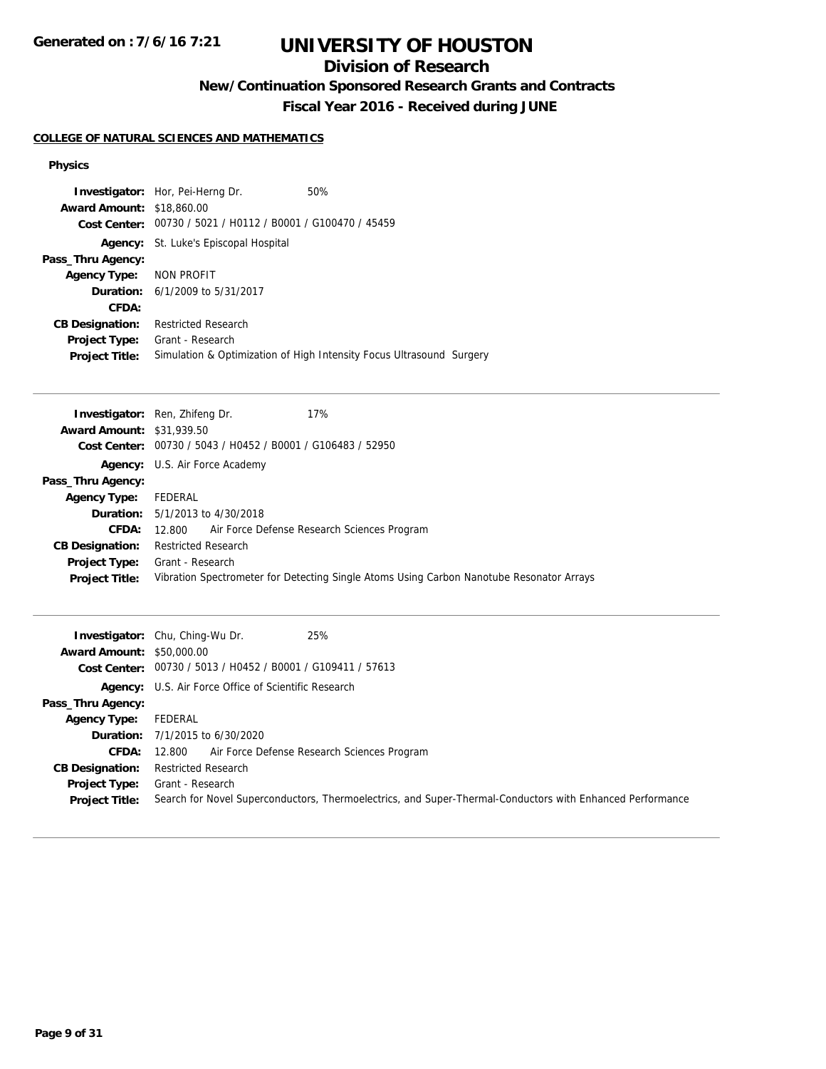## COLLEGE OF NATURAL SCIENCES AND MATHEMATICS

### Physics

**Investigator:** Hor, Pei-Herng Dr. 50%
**Award Amount:** $18,860.00
**Cost Center:** 00730 / 5021 / H0112 / B0001 / G100470 / 45459
**Agency:** St. Luke's Episcopal Hospital
**Pass_Thru Agency:**
**Agency Type:** NON PROFIT
**Duration:** 6/1/2009 to 5/31/2017
**CFDA:**
**CB Designation:** Restricted Research
**Project Type:** Grant - Research
**Project Title:** Simulation & Optimization of High Intensity Focus Ultrasound Surgery

---

**Investigator:** Ren, Zhifeng Dr. 17%
**Award Amount:** $31,939.50
**Cost Center:** 00730 / 5043 / H0452 / B0001 / G106483 / 52950
**Agency:** U.S. Air Force Academy
**Pass_Thru Agency:**
**Agency Type:** FEDERAL
**Duration:** 5/1/2013 to 4/30/2018
**CFDA:** 12.800 Air Force Defense Research Sciences Program
**CB Designation:** Restricted Research
**Project Type:** Grant - Research
**Project Title:** Vibration Spectrometer for Detecting Single Atoms Using Carbon Nanotube Resonator Arrays

---

**Investigator:** Chu, Ching-Wu Dr. 25%
**Award Amount:** $50,000.00
**Cost Center:** 00730 / 5013 / H0452 / B0001 / G109411 / 57613
**Agency:** U.S. Air Force Office of Scientific Research
**Pass_Thru Agency:**
**Agency Type:** FEDERAL
**Duration:** 7/1/2015 to 6/30/2020
**CFDA:** 12.800 Air Force Defense Research Sciences Program
**CB Designation:** Restricted Research
**Project Type:** Grant - Research
**Project Title:** Search for Novel Superconductors, Thermoelectrics, and Super-Thermal-Conductors with Enhanced Performance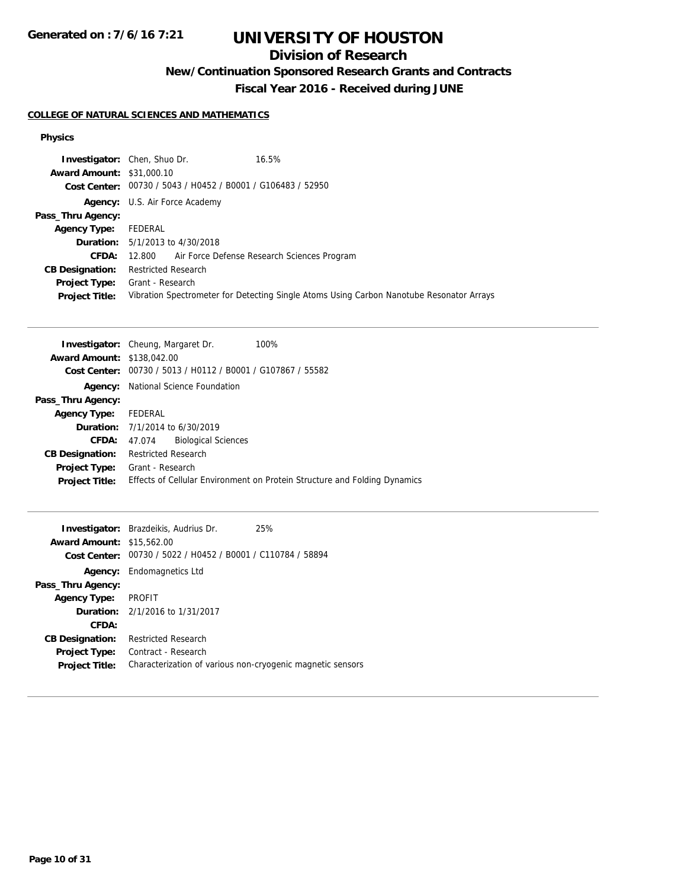# UNIVERSITY OF HOUSTON

## Division of Research

### New/Continuation Sponsored Research Grants and Contracts

### Fiscal Year 2016 - Received during JUNE

**COLLEGE OF NATURAL SCIENCES AND MATHEMATICS**

**Physics**

**Investigator:** Chen, Shuo Dr. 16.5%
**Award Amount:** $31,000.10
**Cost Center:** 00730 / 5043 / H0452 / B0001 / G106483 / 52950
**Agency:** U.S. Air Force Academy
**Pass_Thru Agency:**
**Agency Type:** FEDERAL
**Duration:** 5/1/2013 to 4/30/2018
**CFDA:** 12.800 Air Force Defense Research Sciences Program
**CB Designation:** Restricted Research
**Project Type:** Grant - Research
**Project Title:** Vibration Spectrometer for Detecting Single Atoms Using Carbon Nanotube Resonator Arrays

---

**Investigator:** Cheung, Margaret Dr. 100%
**Award Amount:** $138,042.00
**Cost Center:** 00730 / 5013 / H0112 / B0001 / G107867 / 55582
**Agency:** National Science Foundation
**Pass_Thru Agency:**
**Agency Type:** FEDERAL
**Duration:** 7/1/2014 to 6/30/2019
**CFDA:** 47.074 Biological Sciences
**CB Designation:** Restricted Research
**Project Type:** Grant - Research
**Project Title:** Effects of Cellular Environment on Protein Structure and Folding Dynamics

---

**Investigator:** Brazdeikis, Audrius Dr. 25%
**Award Amount:** $15,562.00
**Cost Center:** 00730 / 5022 / H0452 / B0001 / C110784 / 58894
**Agency:** Endomagnetics Ltd
**Pass_Thru Agency:**
**Agency Type:** PROFIT
**Duration:** 2/1/2016 to 1/31/2017
**CFDA:**
**CB Designation:** Restricted Research
**Project Type:** Contract - Research
**Project Title:** Characterization of various non-cryogenic magnetic sensors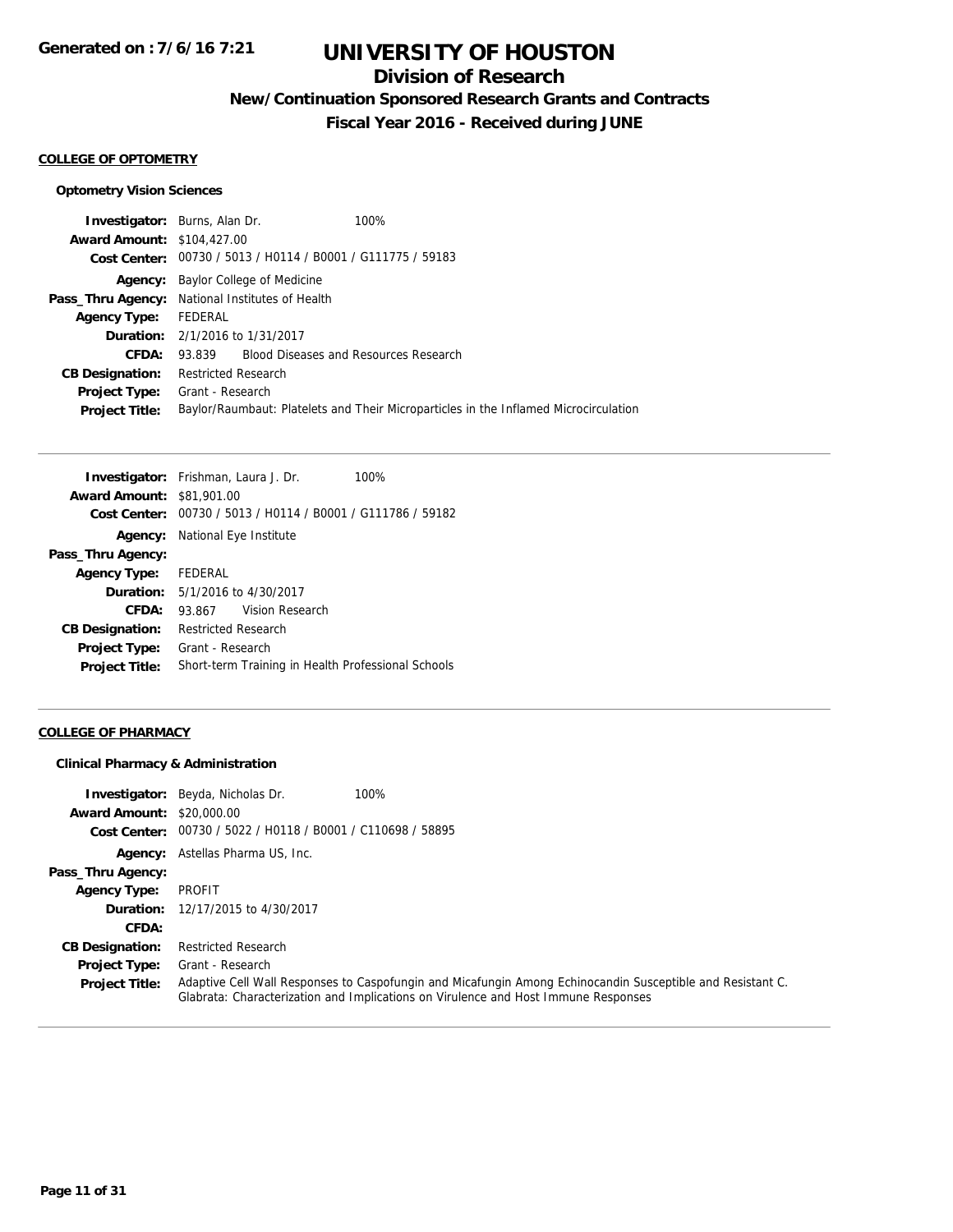# UNIVERSITY OF HOUSTON

## Division of Research

### New/Continuation Sponsored Research Grants and Contracts

### Fiscal Year 2016 - Received during JUNE

**COLLEGE OF OPTOMETRY**

**Optometry Vision Sciences**

**Investigator:** Burns, Alan Dr. 100%
**Award Amount:** $104,427.00
**Cost Center:** 00730 / 5013 / H0114 / B0001 / G111775 / 59183
**Agency:** Baylor College of Medicine
**Pass_Thru Agency:** National Institutes of Health
**Agency Type:** FEDERAL
**Duration:** 2/1/2016 to 1/31/2017
**CFDA:** 93.839 Blood Diseases and Resources Research
**CB Designation:** Restricted Research
**Project Type:** Grant - Research
**Project Title:** Baylor/Raumbaut: Platelets and Their Microparticles in the Inflamed Microcirculation

---

**Investigator:** Frishman, Laura J. Dr. 100%
**Award Amount:** $81,901.00
**Cost Center:** 00730 / 5013 / H0114 / B0001 / G111786 / 59182
**Agency:** National Eye Institute
**Pass_Thru Agency:**
**Agency Type:** FEDERAL
**Duration:** 5/1/2016 to 4/30/2017
**CFDA:** 93.867 Vision Research
**CB Designation:** Restricted Research
**Project Type:** Grant - Research
**Project Title:** Short-term Training in Health Professional Schools

---

**COLLEGE OF PHARMACY**

**Clinical Pharmacy & Administration**

**Investigator:** Beyda, Nicholas Dr. 100%
**Award Amount:** $20,000.00
**Cost Center:** 00730 / 5022 / H0118 / B0001 / C110698 / 58895
**Agency:** Astellas Pharma US, Inc.
**Pass_Thru Agency:**
**Agency Type:** PROFIT
**Duration:** 12/17/2015 to 4/30/2017
**CFDA:**
**CB Designation:** Restricted Research
**Project Type:** Grant - Research
**Project Title:** Adaptive Cell Wall Responses to Caspofungin and Micafungin Among Echinocandin Susceptible and Resistant C. Glabrata: Characterization and Implications on Virulence and Host Immune Responses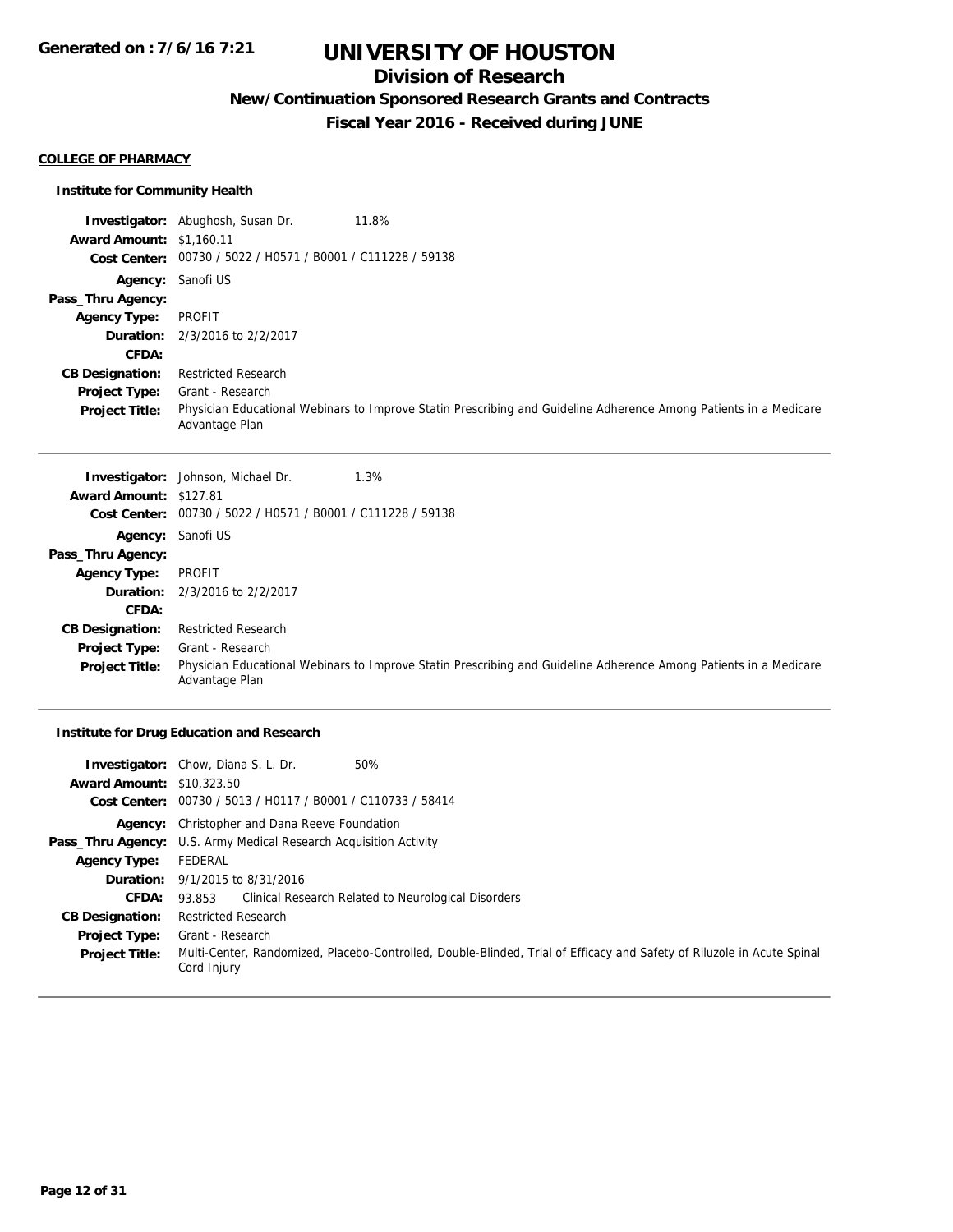# UNIVERSITY OF HOUSTON

## Division of Research

### New/Continuation Sponsored Research Grants and Contracts

### Fiscal Year 2016 - Received during JUNE

**COLLEGE OF PHARMACY**

#### Institute for Community Health

**Investigator:** Abughosh, Susan Dr. 11.8%
**Award Amount:** $1,160.11
**Cost Center:** 00730 / 5022 / H0571 / B0001 / C111228 / 59138
**Agency:** Sanofi US
**Pass_Thru Agency:**
**Agency Type:** PROFIT
**Duration:** 2/3/2016 to 2/2/2017
**CFDA:**
**CB Designation:** Restricted Research
**Project Type:** Grant - Research
**Project Title:** Physician Educational Webinars to Improve Statin Prescribing and Guideline Adherence Among Patients in a Medicare Advantage Plan

---

**Investigator:** Johnson, Michael Dr. 1.3%
**Award Amount:** $127.81
**Cost Center:** 00730 / 5022 / H0571 / B0001 / C111228 / 59138
**Agency:** Sanofi US
**Pass_Thru Agency:**
**Agency Type:** PROFIT
**Duration:** 2/3/2016 to 2/2/2017
**CFDA:**
**CB Designation:** Restricted Research
**Project Type:** Grant - Research
**Project Title:** Physician Educational Webinars to Improve Statin Prescribing and Guideline Adherence Among Patients in a Medicare Advantage Plan

---

#### Institute for Drug Education and Research

**Investigator:** Chow, Diana S. L. Dr. 50%
**Award Amount:** $10,323.50
**Cost Center:** 00730 / 5013 / H0117 / B0001 / C110733 / 58414
**Agency:** Christopher and Dana Reeve Foundation
**Pass_Thru Agency:** U.S. Army Medical Research Acquisition Activity
**Agency Type:** FEDERAL
**Duration:** 9/1/2015 to 8/31/2016
**CFDA:** 93.853 Clinical Research Related to Neurological Disorders
**CB Designation:** Restricted Research
**Project Type:** Grant - Research
**Project Title:** Multi-Center, Randomized, Placebo-Controlled, Double-Blinded, Trial of Efficacy and Safety of Riluzole in Acute Spinal Cord Injury

---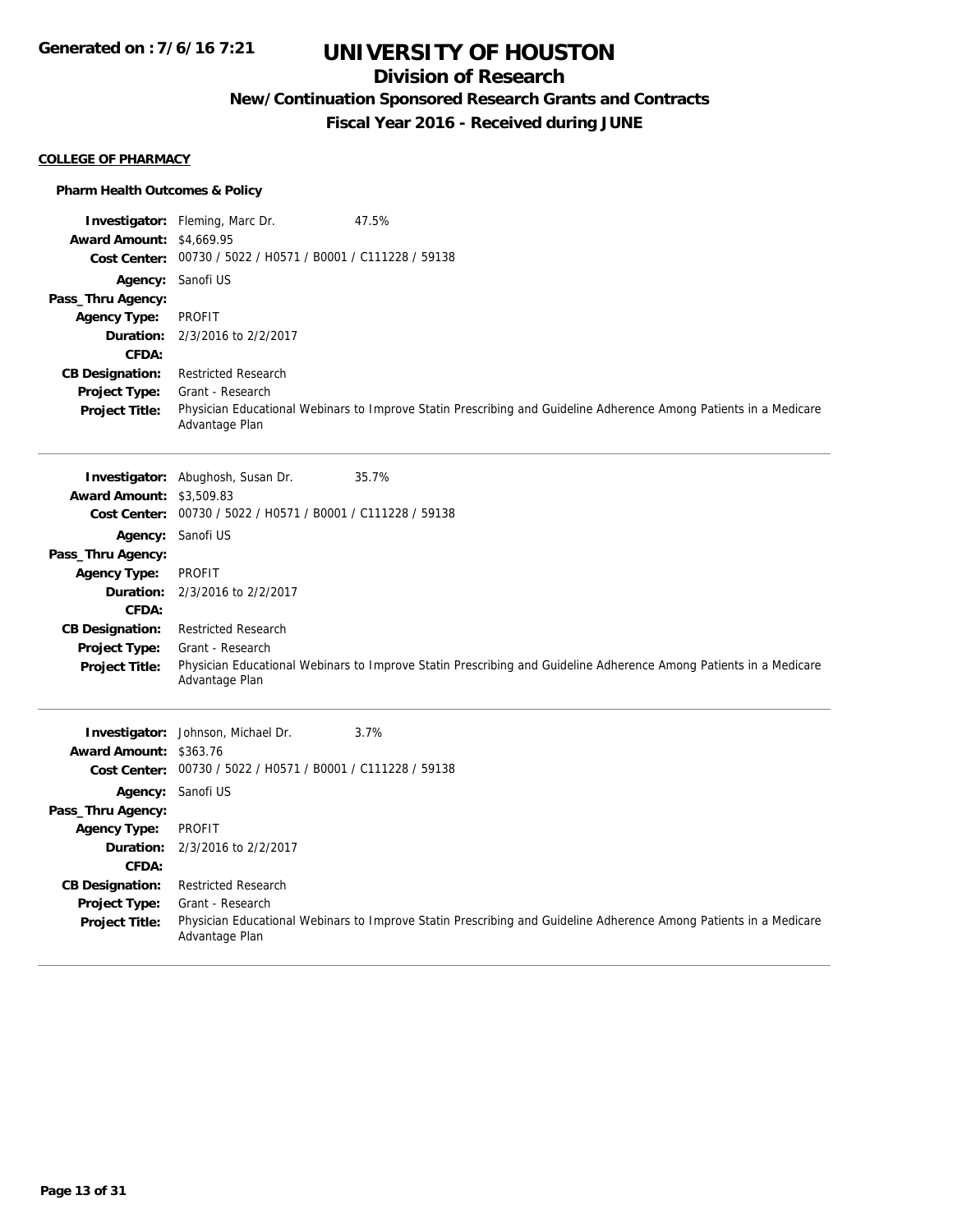# UNIVERSITY OF HOUSTON

## Division of Research

### New/Continuation Sponsored Research Grants and Contracts

### Fiscal Year 2016 - Received during JUNE

**COLLEGE OF PHARMACY**

**Pharm Health Outcomes & Policy**

**Investigator:** Fleming, Marc Dr. 47.5%
**Award Amount:** $4,669.95
**Cost Center:** 00730 / 5022 / H0571 / B0001 / C111228 / 59138
**Agency:** Sanofi US
**Pass_Thru Agency:**
**Agency Type:** PROFIT
**Duration:** 2/3/2016 to 2/2/2017
**CFDA:**
**CB Designation:** Restricted Research
**Project Type:** Grant - Research
**Project Title:** Physician Educational Webinars to Improve Statin Prescribing and Guideline Adherence Among Patients in a Medicare Advantage Plan

---

**Investigator:** Abughosh, Susan Dr. 35.7%
**Award Amount:** $3,509.83
**Cost Center:** 00730 / 5022 / H0571 / B0001 / C111228 / 59138
**Agency:** Sanofi US
**Pass_Thru Agency:**
**Agency Type:** PROFIT
**Duration:** 2/3/2016 to 2/2/2017
**CFDA:**
**CB Designation:** Restricted Research
**Project Type:** Grant - Research
**Project Title:** Physician Educational Webinars to Improve Statin Prescribing and Guideline Adherence Among Patients in a Medicare Advantage Plan

---

**Investigator:** Johnson, Michael Dr. 3.7%
**Award Amount:** $363.76
**Cost Center:** 00730 / 5022 / H0571 / B0001 / C111228 / 59138
**Agency:** Sanofi US
**Pass_Thru Agency:**
**Agency Type:** PROFIT
**Duration:** 2/3/2016 to 2/2/2017
**CFDA:**
**CB Designation:** Restricted Research
**Project Type:** Grant - Research
**Project Title:** Physician Educational Webinars to Improve Statin Prescribing and Guideline Adherence Among Patients in a Medicare Advantage Plan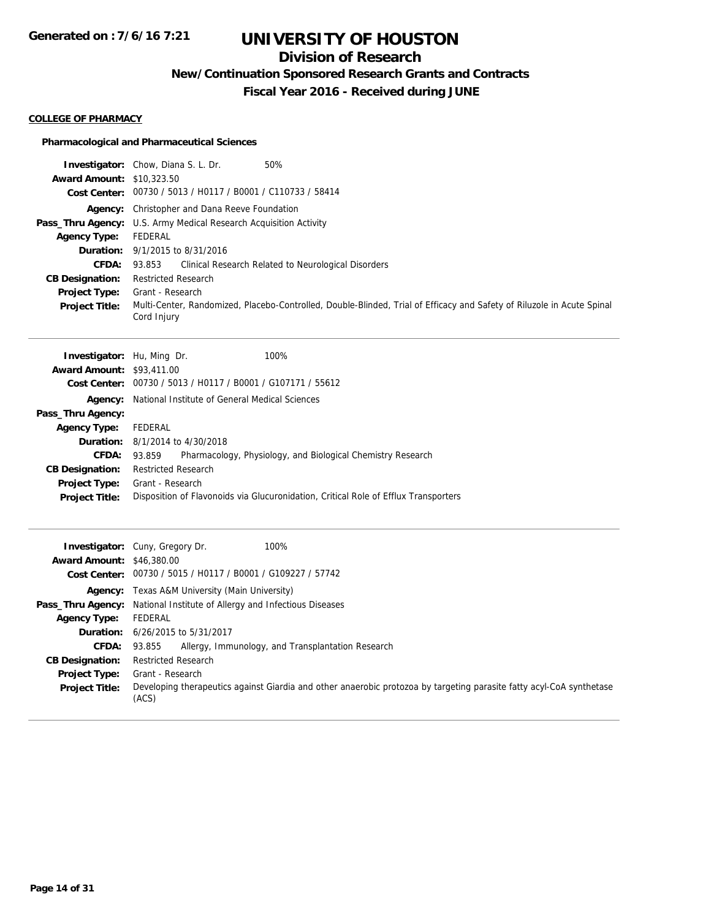# UNIVERSITY OF HOUSTON

## Division of Research

### New/Continuation Sponsored Research Grants and Contracts

### Fiscal Year 2016 - Received during JUNE

Generated on : 7/6/16 7:21

**COLLEGE OF PHARMACY**

**Pharmacological and Pharmaceutical Sciences**

**Investigator:** Chow, Diana S. L. Dr. 50%
**Award Amount:** $10,323.50
**Cost Center:** 00730 / 5013 / H0117 / B0001 / C110733 / 58414
**Agency:** Christopher and Dana Reeve Foundation
**Pass_Thru Agency:** U.S. Army Medical Research Acquisition Activity
**Agency Type:** FEDERAL
**Duration:** 9/1/2015 to 8/31/2016
**CFDA:** 93.853 Clinical Research Related to Neurological Disorders
**CB Designation:** Restricted Research
**Project Type:** Grant - Research
**Project Title:** Multi-Center, Randomized, Placebo-Controlled, Double-Blinded, Trial of Efficacy and Safety of Riluzole in Acute Spinal Cord Injury

---

**Investigator:** Hu, Ming Dr. 100%
**Award Amount:** $93,411.00
**Cost Center:** 00730 / 5013 / H0117 / B0001 / G107171 / 55612
**Agency:** National Institute of General Medical Sciences
**Pass_Thru Agency:**
**Agency Type:** FEDERAL
**Duration:** 8/1/2014 to 4/30/2018
**CFDA:** 93.859 Pharmacology, Physiology, and Biological Chemistry Research
**CB Designation:** Restricted Research
**Project Type:** Grant - Research
**Project Title:** Disposition of Flavonoids via Glucuronidation, Critical Role of Efflux Transporters

---

**Investigator:** Cuny, Gregory Dr. 100%
**Award Amount:** $46,380.00
**Cost Center:** 00730 / 5015 / H0117 / B0001 / G109227 / 57742
**Agency:** Texas A&M University (Main University)
**Pass_Thru Agency:** National Institute of Allergy and Infectious Diseases
**Agency Type:** FEDERAL
**Duration:** 6/26/2015 to 5/31/2017
**CFDA:** 93.855 Allergy, Immunology, and Transplantation Research
**CB Designation:** Restricted Research
**Project Type:** Grant - Research
**Project Title:** Developing therapeutics against Giardia and other anaerobic protozoa by targeting parasite fatty acyl-CoA synthetase (ACS)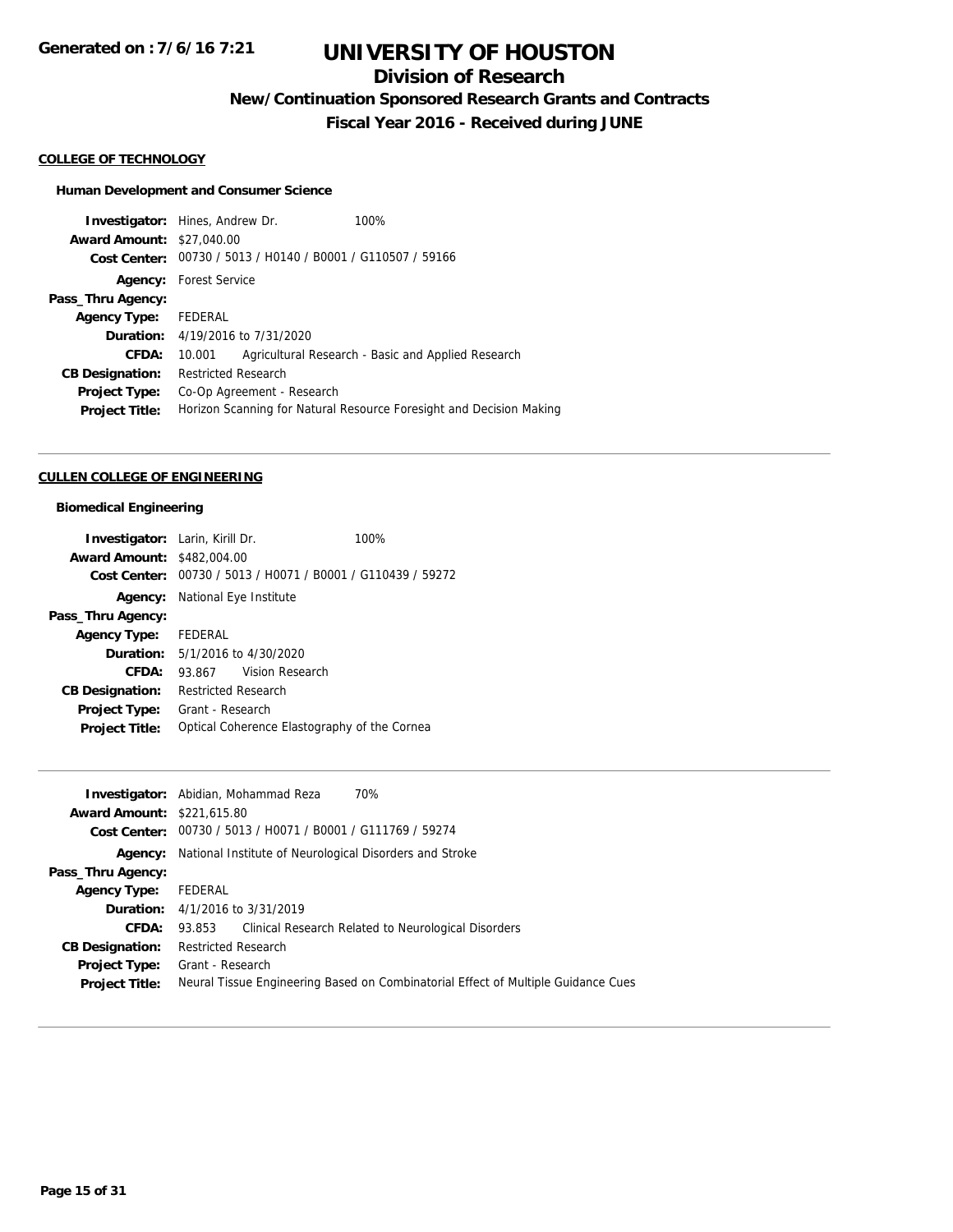**Generated on : 7/6/16 7:21**

# UNIVERSITY OF HOUSTON

## Division of Research

### New/Continuation Sponsored Research Grants and Contracts

### Fiscal Year 2016 - Received during JUNE

**COLLEGE OF TECHNOLOGY**

**Human Development and Consumer Science**

**Investigator:** Hines, Andrew Dr. 100%
**Award Amount:** $27,040.00
**Cost Center:** 00730 / 5013 / H0140 / B0001 / G110507 / 59166
**Agency:** Forest Service
**Pass_Thru Agency:**
**Agency Type:** FEDERAL
**Duration:** 4/19/2016 to 7/31/2020
**CFDA:** 10.001 Agricultural Research - Basic and Applied Research
**CB Designation:** Restricted Research
**Project Type:** Co-Op Agreement - Research
**Project Title:** Horizon Scanning for Natural Resource Foresight and Decision Making

---

**CULLEN COLLEGE OF ENGINEERING**

**Biomedical Engineering**

**Investigator:** Larin, Kirill Dr. 100%
**Award Amount:** $482,004.00
**Cost Center:** 00730 / 5013 / H0071 / B0001 / G110439 / 59272
**Agency:** National Eye Institute
**Pass_Thru Agency:**
**Agency Type:** FEDERAL
**Duration:** 5/1/2016 to 4/30/2020
**CFDA:** 93.867 Vision Research
**CB Designation:** Restricted Research
**Project Type:** Grant - Research
**Project Title:** Optical Coherence Elastography of the Cornea

---

**Investigator:** Abidian, Mohammad Reza 70%
**Award Amount:** $221,615.80
**Cost Center:** 00730 / 5013 / H0071 / B0001 / G111769 / 59274
**Agency:** National Institute of Neurological Disorders and Stroke
**Pass_Thru Agency:**
**Agency Type:** FEDERAL
**Duration:** 4/1/2016 to 3/31/2019
**CFDA:** 93.853 Clinical Research Related to Neurological Disorders
**CB Designation:** Restricted Research
**Project Type:** Grant - Research
**Project Title:** Neural Tissue Engineering Based on Combinatorial Effect of Multiple Guidance Cues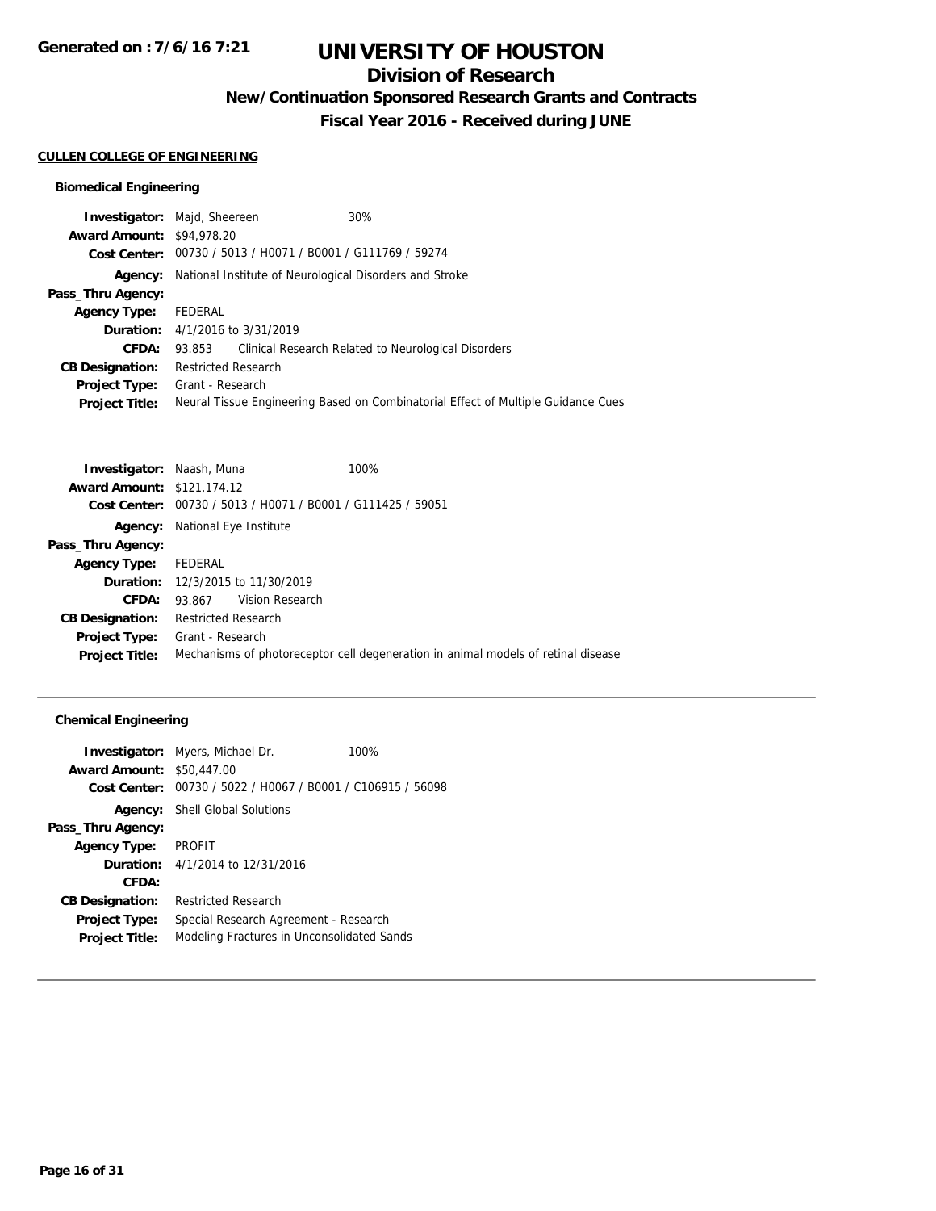# UNIVERSITY OF HOUSTON

## Division of Research

### New/Continuation Sponsored Research Grants and Contracts

### Fiscal Year 2016 - Received during JUNE

Generated on : 7/6/16 7:21

**CULLEN COLLEGE OF ENGINEERING**

#### Biomedical Engineering

**Investigator:** Majd, Sheereen 30%
**Award Amount:** $94,978.20
**Cost Center:** 00730 / 5013 / H0071 / B0001 / G111769 / 59274
**Agency:** National Institute of Neurological Disorders and Stroke
**Pass_Thru Agency:**
**Agency Type:** FEDERAL
**Duration:** 4/1/2016 to 3/31/2019
**CFDA:** 93.853 Clinical Research Related to Neurological Disorders
**CB Designation:** Restricted Research
**Project Type:** Grant - Research
**Project Title:** Neural Tissue Engineering Based on Combinatorial Effect of Multiple Guidance Cues

---

**Investigator:** Naash, Muna 100%
**Award Amount:** $121,174.12
**Cost Center:** 00730 / 5013 / H0071 / B0001 / G111425 / 59051
**Agency:** National Eye Institute
**Pass_Thru Agency:**
**Agency Type:** FEDERAL
**Duration:** 12/3/2015 to 11/30/2019
**CFDA:** 93.867 Vision Research
**CB Designation:** Restricted Research
**Project Type:** Grant - Research
**Project Title:** Mechanisms of photoreceptor cell degeneration in animal models of retinal disease

---

#### Chemical Engineering

**Investigator:** Myers, Michael Dr. 100%
**Award Amount:** $50,447.00
**Cost Center:** 00730 / 5022 / H0067 / B0001 / C106915 / 56098
**Agency:** Shell Global Solutions
**Pass_Thru Agency:**
**Agency Type:** PROFIT
**Duration:** 4/1/2014 to 12/31/2016
**CFDA:**
**CB Designation:** Restricted Research
**Project Type:** Special Research Agreement - Research
**Project Title:** Modeling Fractures in Unconsolidated Sands

---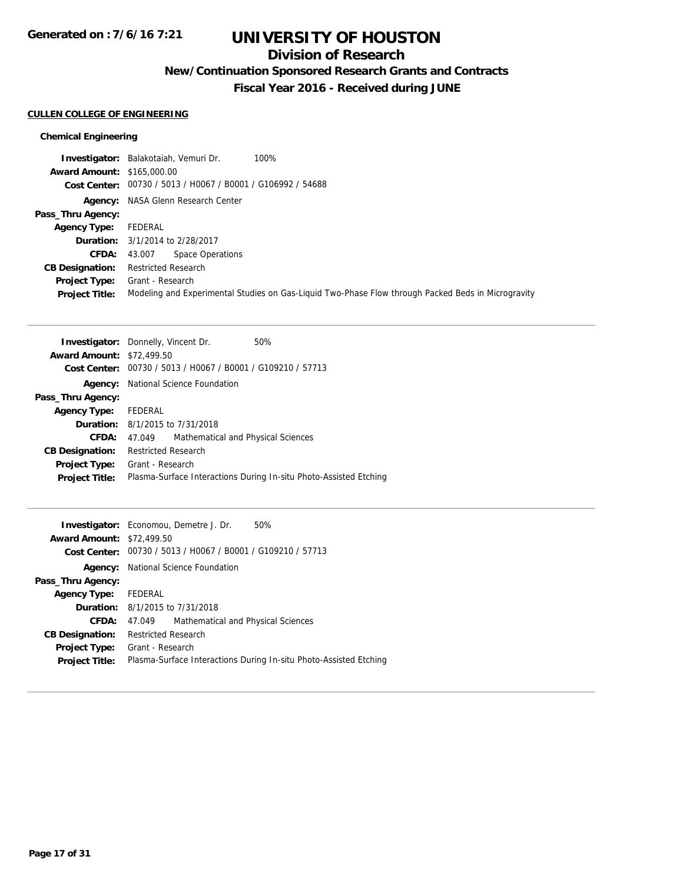# UNIVERSITY OF HOUSTON

## Division of Research

### New/Continuation Sponsored Research Grants and Contracts

### Fiscal Year 2016 - Received during JUNE

**CULLEN COLLEGE OF ENGINEERING**

**Chemical Engineering**

**Investigator:** Balakotaiah, Vemuri Dr. 100%
**Award Amount:** $165,000.00
**Cost Center:** 00730 / 5013 / H0067 / B0001 / G106992 / 54688
**Agency:** NASA Glenn Research Center
**Pass_Thru Agency:**
**Agency Type:** FEDERAL
**Duration:** 3/1/2014 to 2/28/2017
**CFDA:** 43.007 Space Operations
**CB Designation:** Restricted Research
**Project Type:** Grant - Research
**Project Title:** Modeling and Experimental Studies on Gas-Liquid Two-Phase Flow through Packed Beds in Microgravity

---

**Investigator:** Donnelly, Vincent Dr. 50%
**Award Amount:** $72,499.50
**Cost Center:** 00730 / 5013 / H0067 / B0001 / G109210 / 57713
**Agency:** National Science Foundation
**Pass_Thru Agency:**
**Agency Type:** FEDERAL
**Duration:** 8/1/2015 to 7/31/2018
**CFDA:** 47.049 Mathematical and Physical Sciences
**CB Designation:** Restricted Research
**Project Type:** Grant - Research
**Project Title:** Plasma-Surface Interactions During In-situ Photo-Assisted Etching

---

**Investigator:** Economou, Demetre J. Dr. 50%
**Award Amount:** $72,499.50
**Cost Center:** 00730 / 5013 / H0067 / B0001 / G109210 / 57713
**Agency:** National Science Foundation
**Pass_Thru Agency:**
**Agency Type:** FEDERAL
**Duration:** 8/1/2015 to 7/31/2018
**CFDA:** 47.049 Mathematical and Physical Sciences
**CB Designation:** Restricted Research
**Project Type:** Grant - Research
**Project Title:** Plasma-Surface Interactions During In-situ Photo-Assisted Etching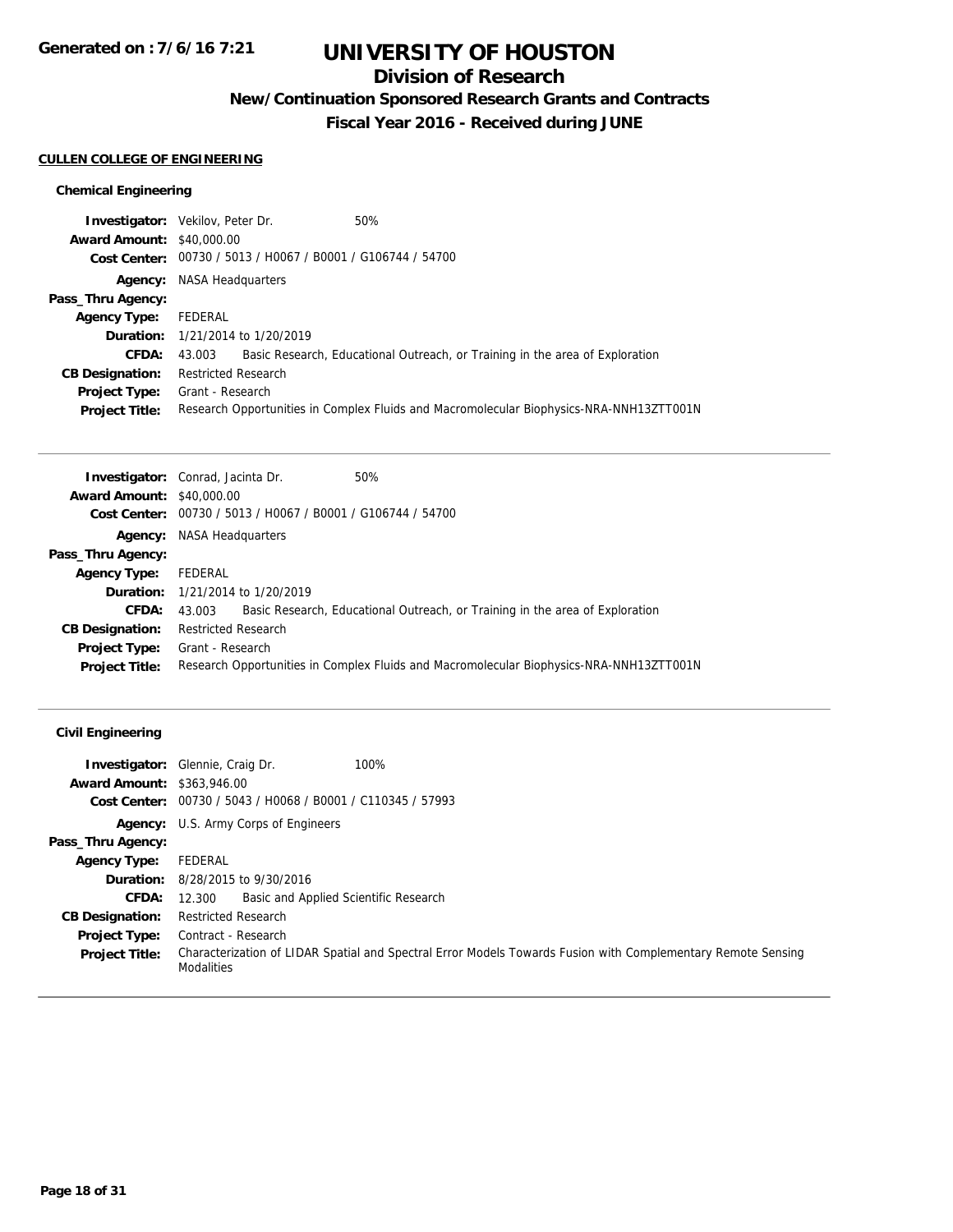# UNIVERSITY OF HOUSTON

## Division of Research

### New/Continuation Sponsored Research Grants and Contracts

### Fiscal Year 2016 - Received during JUNE

**CULLEN COLLEGE OF ENGINEERING**

#### Chemical Engineering

**Investigator:** Vekilov, Peter Dr. 50%
**Award Amount:** $40,000.00
**Cost Center:** 00730 / 5013 / H0067 / B0001 / G106744 / 54700
**Agency:** NASA Headquarters
**Pass_Thru Agency:**
**Agency Type:** FEDERAL
**Duration:** 1/21/2014 to 1/20/2019
**CFDA:** 43.003 Basic Research, Educational Outreach, or Training in the area of Exploration
**CB Designation:** Restricted Research
**Project Type:** Grant - Research
**Project Title:** Research Opportunities in Complex Fluids and Macromolecular Biophysics-NRA-NNH13ZTT001N

---

**Investigator:** Conrad, Jacinta Dr. 50%
**Award Amount:** $40,000.00
**Cost Center:** 00730 / 5013 / H0067 / B0001 / G106744 / 54700
**Agency:** NASA Headquarters
**Pass_Thru Agency:**
**Agency Type:** FEDERAL
**Duration:** 1/21/2014 to 1/20/2019
**CFDA:** 43.003 Basic Research, Educational Outreach, or Training in the area of Exploration
**CB Designation:** Restricted Research
**Project Type:** Grant - Research
**Project Title:** Research Opportunities in Complex Fluids and Macromolecular Biophysics-NRA-NNH13ZTT001N

---

#### Civil Engineering

**Investigator:** Glennie, Craig Dr. 100%
**Award Amount:** $363,946.00
**Cost Center:** 00730 / 5043 / H0068 / B0001 / C110345 / 57993
**Agency:** U.S. Army Corps of Engineers
**Pass_Thru Agency:**
**Agency Type:** FEDERAL
**Duration:** 8/28/2015 to 9/30/2016
**CFDA:** 12.300 Basic and Applied Scientific Research
**CB Designation:** Restricted Research
**Project Type:** Contract - Research
**Project Title:** Characterization of LIDAR Spatial and Spectral Error Models Towards Fusion with Complementary Remote Sensing Modalities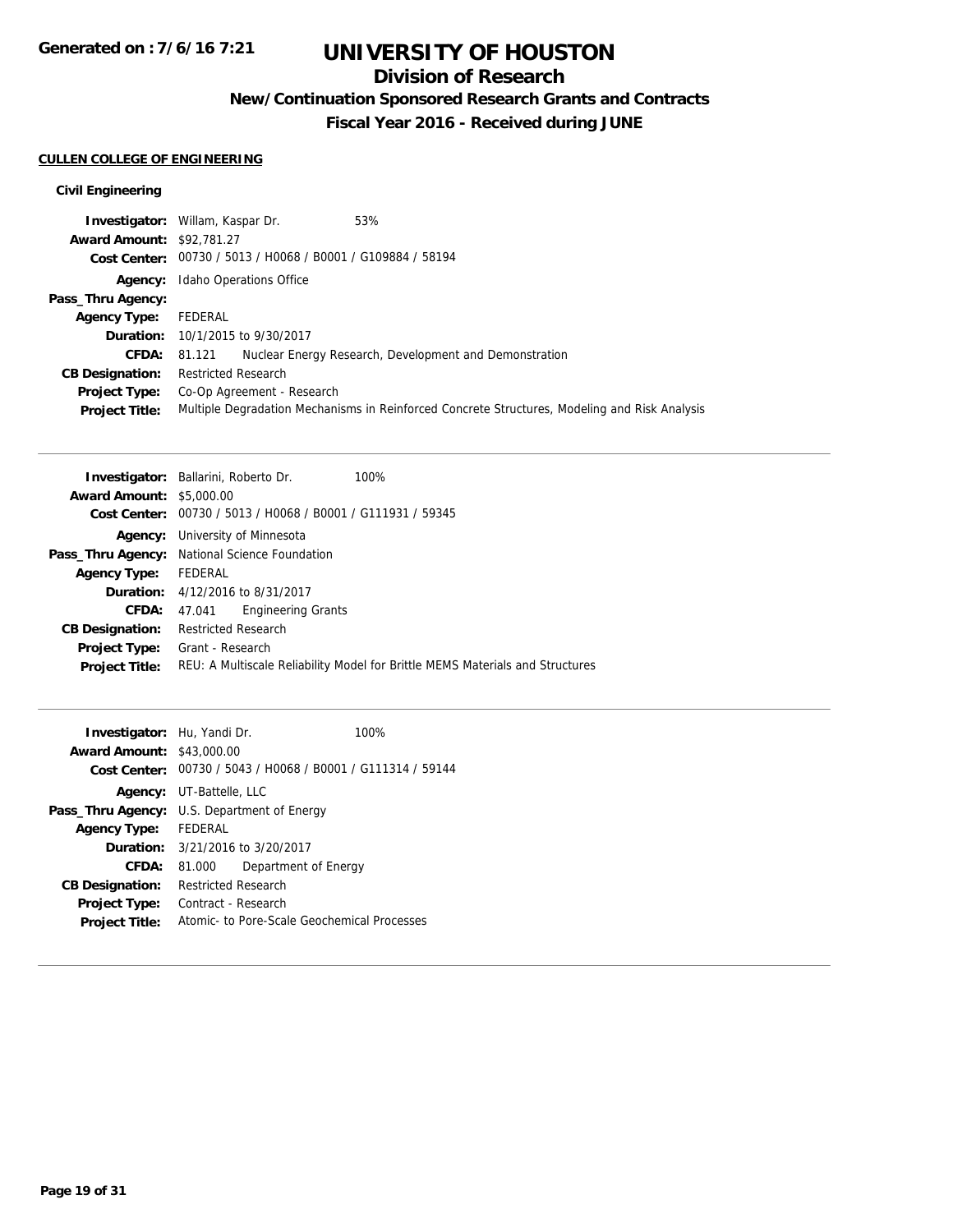# UNIVERSITY OF HOUSTON

## Division of Research

### New/Continuation Sponsored Research Grants and Contracts

### Fiscal Year 2016 - Received during JUNE

Generated on : 7/6/16 7:21

**CULLEN COLLEGE OF ENGINEERING**

**Civil Engineering**

| | | |
|---|---|---|
| **Investigator:** | Willam, Kaspar Dr. | 53% |
| **Award Amount:** | $92,781.27 | |
| **Cost Center:** | 00730 / 5013 / H0068 / B0001 / G109884 / 58194 | |
| **Agency:** | Idaho Operations Office | |
| **Pass_Thru Agency:** | | |
| **Agency Type:** | FEDERAL | |
| **Duration:** | 10/1/2015 to 9/30/2017 | |
| **CFDA:** | 81.121 Nuclear Energy Research, Development and Demonstration | |
| **CB Designation:** | Restricted Research | |
| **Project Type:** | Co-Op Agreement - Research | |
| **Project Title:** | Multiple Degradation Mechanisms in Reinforced Concrete Structures, Modeling and Risk Analysis | |

---

| | | |
|---|---|---|
| **Investigator:** | Ballarini, Roberto Dr. | 100% |
| **Award Amount:** | $5,000.00 | |
| **Cost Center:** | 00730 / 5013 / H0068 / B0001 / G111931 / 59345 | |
| **Agency:** | University of Minnesota | |
| **Pass_Thru Agency:** | National Science Foundation | |
| **Agency Type:** | FEDERAL | |
| **Duration:** | 4/12/2016 to 8/31/2017 | |
| **CFDA:** | 47.041 Engineering Grants | |
| **CB Designation:** | Restricted Research | |
| **Project Type:** | Grant - Research | |
| **Project Title:** | REU: A Multiscale Reliability Model for Brittle MEMS Materials and Structures | |

---

| | | |
|---|---|---|
| **Investigator:** | Hu, Yandi Dr. | 100% |
| **Award Amount:** | $43,000.00 | |
| **Cost Center:** | 00730 / 5043 / H0068 / B0001 / G111314 / 59144 | |
| **Agency:** | UT-Battelle, LLC | |
| **Pass_Thru Agency:** | U.S. Department of Energy | |
| **Agency Type:** | FEDERAL | |
| **Duration:** | 3/21/2016 to 3/20/2017 | |
| **CFDA:** | 81.000 Department of Energy | |
| **CB Designation:** | Restricted Research | |
| **Project Type:** | Contract - Research | |
| **Project Title:** | Atomic- to Pore-Scale Geochemical Processes | |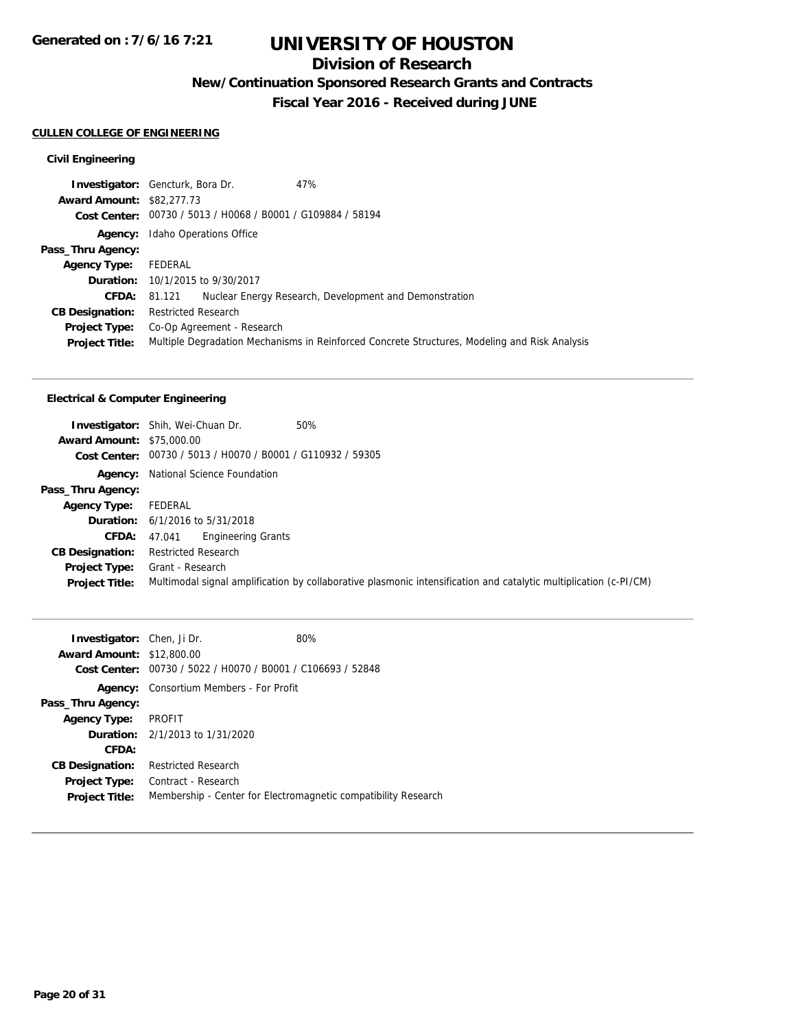# UNIVERSITY OF HOUSTON

## Division of Research

### New/Continuation Sponsored Research Grants and Contracts

### Fiscal Year 2016 - Received during JUNE

Generated on : 7/6/16 7:21

**CULLEN COLLEGE OF ENGINEERING**

**Civil Engineering**

**Investigator:** Gencturk, Bora Dr. 47%
**Award Amount:** $82,277.73
**Cost Center:** 00730 / 5013 / H0068 / B0001 / G109884 / 58194
**Agency:** Idaho Operations Office
**Pass_Thru Agency:**
**Agency Type:** FEDERAL
**Duration:** 10/1/2015 to 9/30/2017
**CFDA:** 81.121 Nuclear Energy Research, Development and Demonstration
**CB Designation:** Restricted Research
**Project Type:** Co-Op Agreement - Research
**Project Title:** Multiple Degradation Mechanisms in Reinforced Concrete Structures, Modeling and Risk Analysis

---

**Electrical & Computer Engineering**

**Investigator:** Shih, Wei-Chuan Dr. 50%
**Award Amount:** $75,000.00
**Cost Center:** 00730 / 5013 / H0070 / B0001 / G110932 / 59305
**Agency:** National Science Foundation
**Pass_Thru Agency:**
**Agency Type:** FEDERAL
**Duration:** 6/1/2016 to 5/31/2018
**CFDA:** 47.041 Engineering Grants
**CB Designation:** Restricted Research
**Project Type:** Grant - Research
**Project Title:** Multimodal signal amplification by collaborative plasmonic intensification and catalytic multiplication (c-PI/CM)

---

**Investigator:** Chen, Ji Dr. 80%
**Award Amount:** $12,800.00
**Cost Center:** 00730 / 5022 / H0070 / B0001 / C106693 / 52848
**Agency:** Consortium Members - For Profit
**Pass_Thru Agency:**
**Agency Type:** PROFIT
**Duration:** 2/1/2013 to 1/31/2020
**CFDA:**
**CB Designation:** Restricted Research
**Project Type:** Contract - Research
**Project Title:** Membership - Center for Electromagnetic compatibility Research

---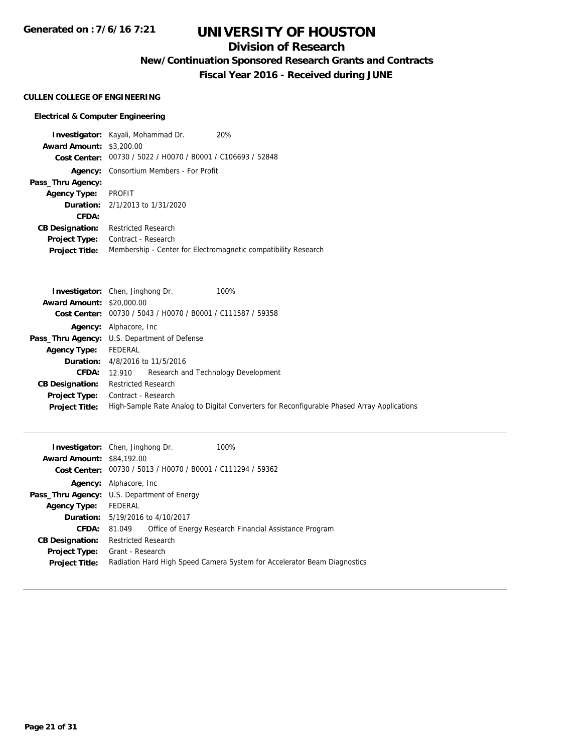# UNIVERSITY OF HOUSTON

## Division of Research

### New/Continuation Sponsored Research Grants and Contracts

### Fiscal Year 2016 - Received during JUNE

**CULLEN COLLEGE OF ENGINEERING**

**Electrical & Computer Engineering**

**Investigator:** Kayali, Mohammad Dr. 20%
**Award Amount:** $3,200.00
**Cost Center:** 00730 / 5022 / H0070 / B0001 / C106693 / 52848
**Agency:** Consortium Members - For Profit
**Pass_Thru Agency:**
**Agency Type:** PROFIT
**Duration:** 2/1/2013 to 1/31/2020
**CFDA:**
**CB Designation:** Restricted Research
**Project Type:** Contract - Research
**Project Title:** Membership - Center for Electromagnetic compatibility Research

---

**Investigator:** Chen, Jinghong Dr. 100%
**Award Amount:** $20,000.00
**Cost Center:** 00730 / 5043 / H0070 / B0001 / C111587 / 59358
**Agency:** Alphacore, Inc
**Pass_Thru Agency:** U.S. Department of Defense
**Agency Type:** FEDERAL
**Duration:** 4/8/2016 to 11/5/2016
**CFDA:** 12.910 Research and Technology Development
**CB Designation:** Restricted Research
**Project Type:** Contract - Research
**Project Title:** High-Sample Rate Analog to Digital Converters for Reconfigurable Phased Array Applications

---

**Investigator:** Chen, Jinghong Dr. 100%
**Award Amount:** $84,192.00
**Cost Center:** 00730 / 5013 / H0070 / B0001 / C111294 / 59362
**Agency:** Alphacore, Inc
**Pass_Thru Agency:** U.S. Department of Energy
**Agency Type:** FEDERAL
**Duration:** 5/19/2016 to 4/10/2017
**CFDA:** 81.049 Office of Energy Research Financial Assistance Program
**CB Designation:** Restricted Research
**Project Type:** Grant - Research
**Project Title:** Radiation Hard High Speed Camera System for Accelerator Beam Diagnostics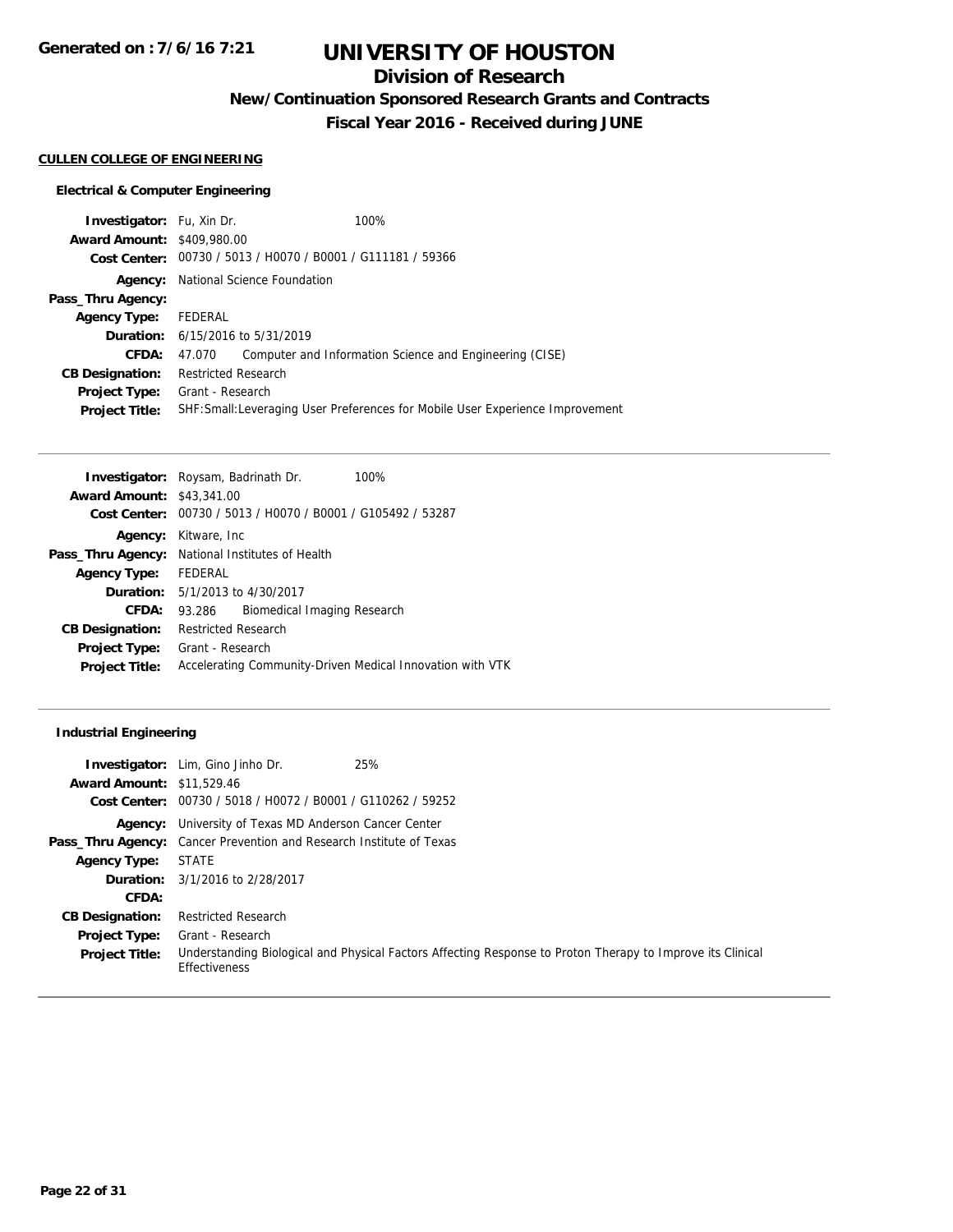# UNIVERSITY OF HOUSTON

## Division of Research

### New/Continuation Sponsored Research Grants and Contracts

### Fiscal Year 2016 - Received during JUNE

Generated on : 7/6/16 7:21

**CULLEN COLLEGE OF ENGINEERING**

**Electrical & Computer Engineering**

**Investigator:** Fu, Xin Dr. 100%
**Award Amount:** $409,980.00
**Cost Center:** 00730 / 5013 / H0070 / B0001 / G111181 / 59366
**Agency:** National Science Foundation
**Pass_Thru Agency:**
**Agency Type:** FEDERAL
**Duration:** 6/15/2016 to 5/31/2019
**CFDA:** 47.070 Computer and Information Science and Engineering (CISE)
**CB Designation:** Restricted Research
**Project Type:** Grant - Research
**Project Title:** SHF:Small:Leveraging User Preferences for Mobile User Experience Improvement

---

**Investigator:** Roysam, Badrinath Dr. 100%
**Award Amount:** $43,341.00
**Cost Center:** 00730 / 5013 / H0070 / B0001 / G105492 / 53287
**Agency:** Kitware, Inc
**Pass_Thru Agency:** National Institutes of Health
**Agency Type:** FEDERAL
**Duration:** 5/1/2013 to 4/30/2017
**CFDA:** 93.286 Biomedical Imaging Research
**CB Designation:** Restricted Research
**Project Type:** Grant - Research
**Project Title:** Accelerating Community-Driven Medical Innovation with VTK

---

**Industrial Engineering**

**Investigator:** Lim, Gino Jinho Dr. 25%
**Award Amount:** $11,529.46
**Cost Center:** 00730 / 5018 / H0072 / B0001 / G110262 / 59252
**Agency:** University of Texas MD Anderson Cancer Center
**Pass_Thru Agency:** Cancer Prevention and Research Institute of Texas
**Agency Type:** STATE
**Duration:** 3/1/2016 to 2/28/2017
**CFDA:**
**CB Designation:** Restricted Research
**Project Type:** Grant - Research
**Project Title:** Understanding Biological and Physical Factors Affecting Response to Proton Therapy to Improve its Clinical Effectiveness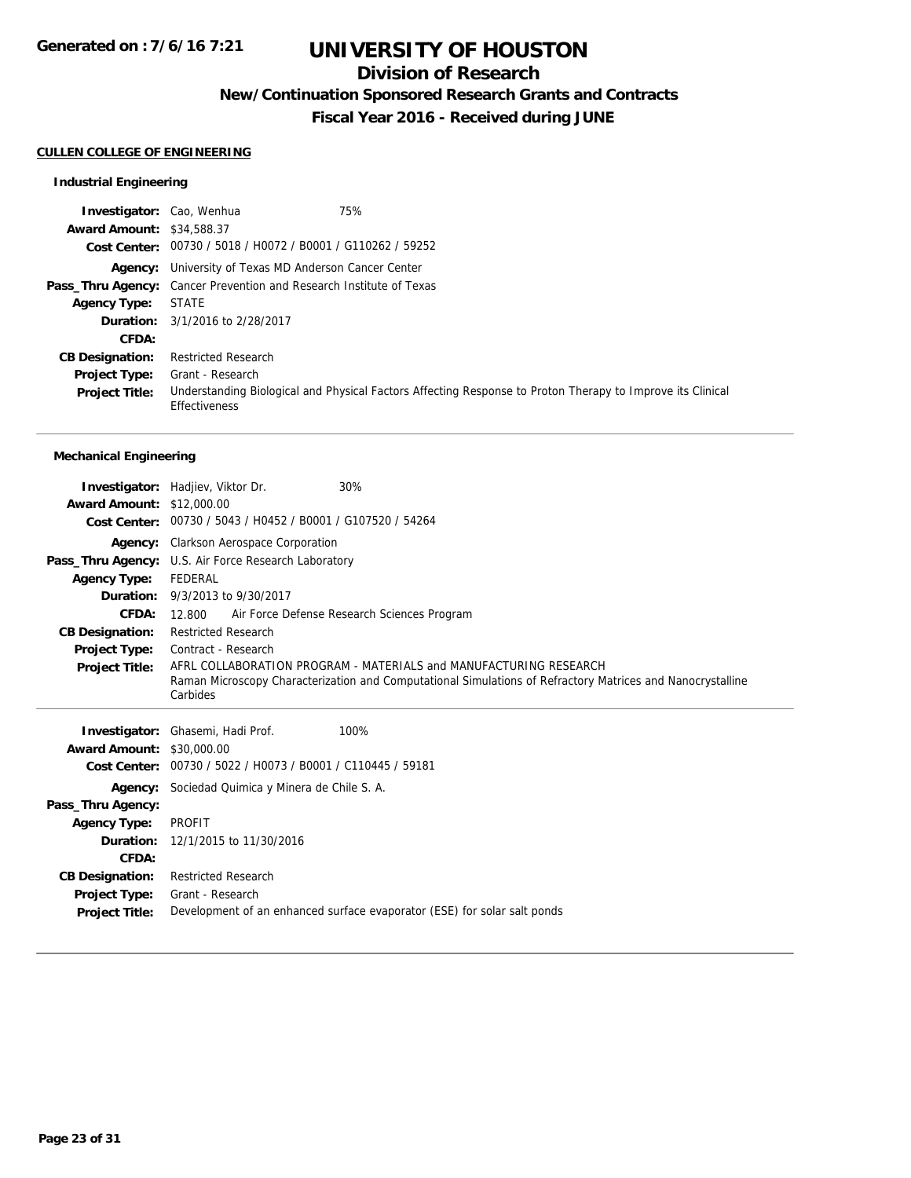# UNIVERSITY OF HOUSTON

## Division of Research

### New/Continuation Sponsored Research Grants and Contracts

### Fiscal Year 2016 - Received during JUNE

**Generated on : 7/6/16 7:21**

#### CULLEN COLLEGE OF ENGINEERING

##### Industrial Engineering

**Investigator:** Cao, Wenhua 75%
**Award Amount:** $34,588.37
**Cost Center:** 00730 / 5018 / H0072 / B0001 / G110262 / 59252
**Agency:** University of Texas MD Anderson Cancer Center
**Pass_Thru Agency:** Cancer Prevention and Research Institute of Texas
**Agency Type:** STATE
**Duration:** 3/1/2016 to 2/28/2017
**CFDA:**
**CB Designation:** Restricted Research
**Project Type:** Grant - Research
**Project Title:** Understanding Biological and Physical Factors Affecting Response to Proton Therapy to Improve its Clinical Effectiveness

---

##### Mechanical Engineering

**Investigator:** Hadjiev, Viktor Dr. 30%
**Award Amount:** $12,000.00
**Cost Center:** 00730 / 5043 / H0452 / B0001 / G107520 / 54264
**Agency:** Clarkson Aerospace Corporation
**Pass_Thru Agency:** U.S. Air Force Research Laboratory
**Agency Type:** FEDERAL
**Duration:** 9/3/2013 to 9/30/2017
**CFDA:** 12.800 Air Force Defense Research Sciences Program
**CB Designation:** Restricted Research
**Project Type:** Contract - Research
**Project Title:** AFRL COLLABORATION PROGRAM - MATERIALS and MANUFACTURING RESEARCH
Raman Microscopy Characterization and Computational Simulations of Refractory Matrices and Nanocrystalline Carbides

---

**Investigator:** Ghasemi, Hadi Prof. 100%
**Award Amount:** $30,000.00
**Cost Center:** 00730 / 5022 / H0073 / B0001 / C110445 / 59181
**Agency:** Sociedad Quimica y Minera de Chile S. A.
**Pass_Thru Agency:**
**Agency Type:** PROFIT
**Duration:** 12/1/2015 to 11/30/2016
**CFDA:**
**CB Designation:** Restricted Research
**Project Type:** Grant - Research
**Project Title:** Development of an enhanced surface evaporator (ESE) for solar salt ponds

---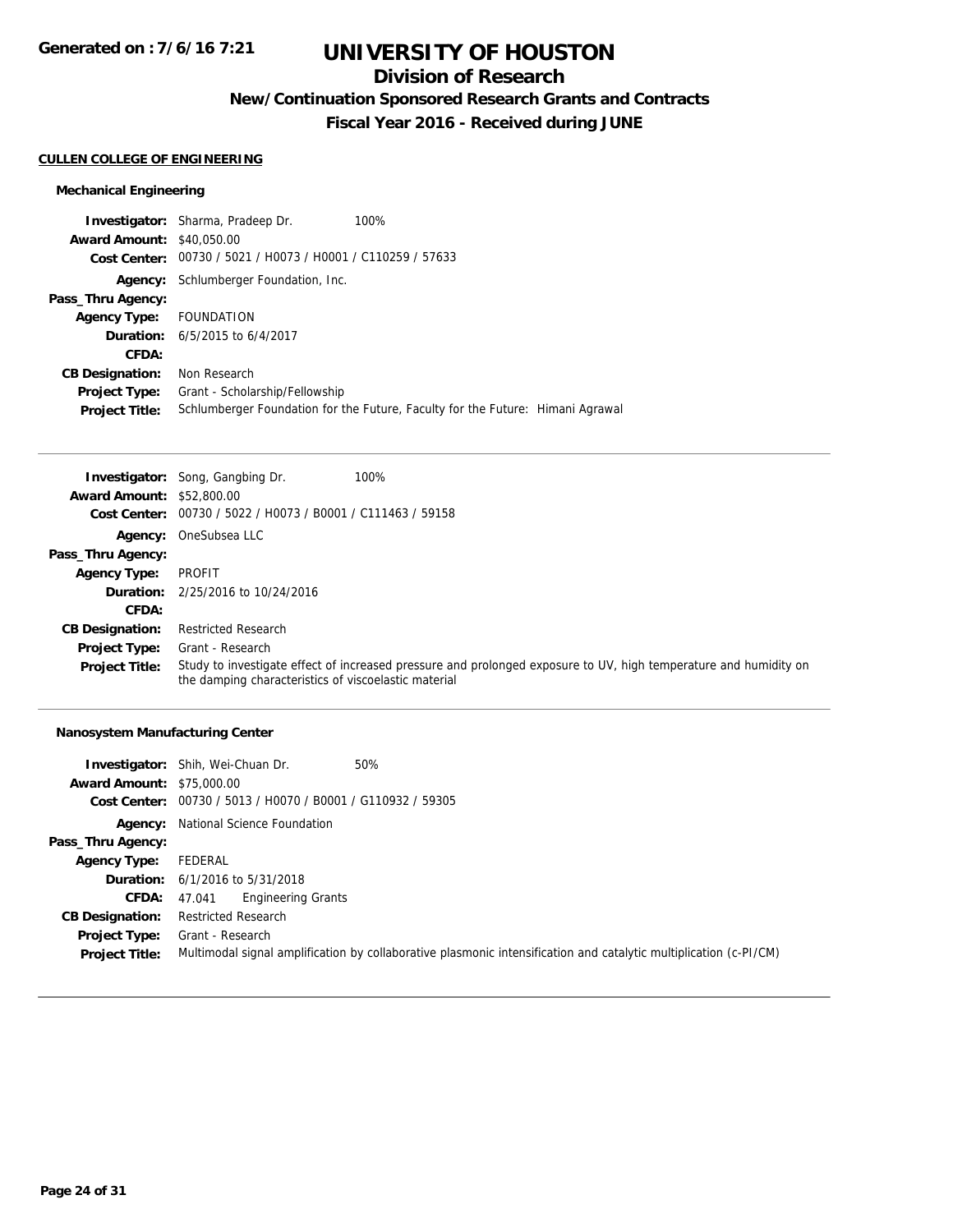# UNIVERSITY OF HOUSTON

## Division of Research

### New/Continuation Sponsored Research Grants and Contracts

### Fiscal Year 2016 - Received during JUNE

**CULLEN COLLEGE OF ENGINEERING**

#### Mechanical Engineering

**Investigator:** Sharma, Pradeep Dr. 100%
**Award Amount:** $40,050.00
**Cost Center:** 00730 / 5021 / H0073 / H0001 / C110259 / 57633
**Agency:** Schlumberger Foundation, Inc.
**Pass_Thru Agency:**
**Agency Type:** FOUNDATION
**Duration:** 6/5/2015 to 6/4/2017
**CFDA:**
**CB Designation:** Non Research
**Project Type:** Grant - Scholarship/Fellowship
**Project Title:** Schlumberger Foundation for the Future, Faculty for the Future: Himani Agrawal

---

**Investigator:** Song, Gangbing Dr. 100%
**Award Amount:** $52,800.00
**Cost Center:** 00730 / 5022 / H0073 / B0001 / C111463 / 59158
**Agency:** OneSubsea LLC
**Pass_Thru Agency:**
**Agency Type:** PROFIT
**Duration:** 2/25/2016 to 10/24/2016
**CFDA:**
**CB Designation:** Restricted Research
**Project Type:** Grant - Research
**Project Title:** Study to investigate effect of increased pressure and prolonged exposure to UV, high temperature and humidity on the damping characteristics of viscoelastic material

---

#### Nanosystem Manufacturing Center

**Investigator:** Shih, Wei-Chuan Dr. 50%
**Award Amount:** $75,000.00
**Cost Center:** 00730 / 5013 / H0070 / B0001 / G110932 / 59305
**Agency:** National Science Foundation
**Pass_Thru Agency:**
**Agency Type:** FEDERAL
**Duration:** 6/1/2016 to 5/31/2018
**CFDA:** 47.041 Engineering Grants
**CB Designation:** Restricted Research
**Project Type:** Grant - Research
**Project Title:** Multimodal signal amplification by collaborative plasmonic intensification and catalytic multiplication (c-PI/CM)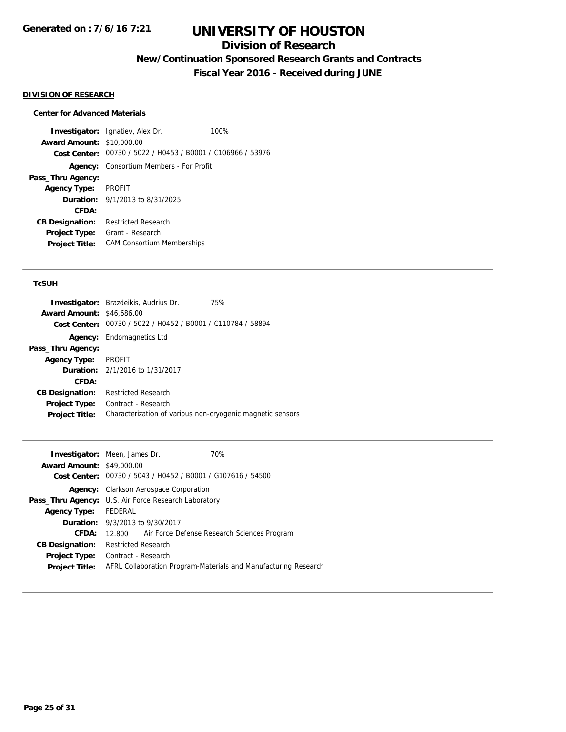# UNIVERSITY OF HOUSTON

## Division of Research

### New/Continuation Sponsored Research Grants and Contracts

### Fiscal Year 2016 - Received during JUNE

Generated on : 7/6/16 7:21

**DIVISION OF RESEARCH**

**Center for Advanced Materials**

| | | |
|---|---|---|
| **Investigator:** | Ignatiev, Alex Dr. | 100% |
| **Award Amount:** | $10,000.00 | |
| **Cost Center:** | 00730 / 5022 / H0453 / B0001 / C106966 / 53976 | |
| **Agency:** | Consortium Members - For Profit | |
| **Pass_Thru Agency:** | | |
| **Agency Type:** | PROFIT | |
| **Duration:** | 9/1/2013 to 8/31/2025 | |
| **CFDA:** | | |
| **CB Designation:** | Restricted Research | |
| **Project Type:** | Grant - Research | |
| **Project Title:** | CAM Consortium Memberships | |

**TcSUH**

| | | |
|---|---|---|
| **Investigator:** | Brazdeikis, Audrius Dr. | 75% |
| **Award Amount:** | $46,686.00 | |
| **Cost Center:** | 00730 / 5022 / H0452 / B0001 / C110784 / 58894 | |
| **Agency:** | Endomagnetics Ltd | |
| **Pass_Thru Agency:** | | |
| **Agency Type:** | PROFIT | |
| **Duration:** | 2/1/2016 to 1/31/2017 | |
| **CFDA:** | | |
| **CB Designation:** | Restricted Research | |
| **Project Type:** | Contract - Research | |
| **Project Title:** | Characterization of various non-cryogenic magnetic sensors | |

| | | |
|---|---|---|
| **Investigator:** | Meen, James Dr. | 70% |
| **Award Amount:** | $49,000.00 | |
| **Cost Center:** | 00730 / 5043 / H0452 / B0001 / G107616 / 54500 | |
| **Agency:** | Clarkson Aerospace Corporation | |
| **Pass_Thru Agency:** | U.S. Air Force Research Laboratory | |
| **Agency Type:** | FEDERAL | |
| **Duration:** | 9/3/2013 to 9/30/2017 | |
| **CFDA:** | 12.800 Air Force Defense Research Sciences Program | |
| **CB Designation:** | Restricted Research | |
| **Project Type:** | Contract - Research | |
| **Project Title:** | AFRL Collaboration Program-Materials and Manufacturing Research | |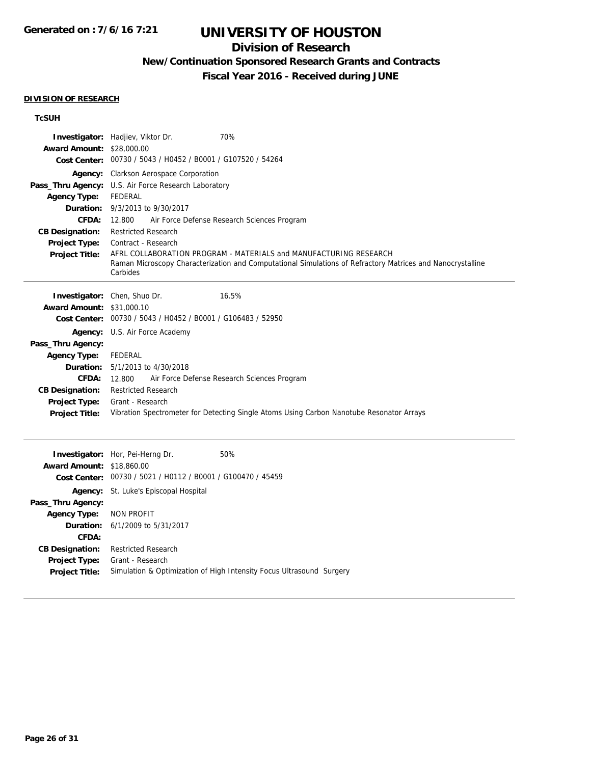**Generated on : 7/6/16 7:21**

# UNIVERSITY OF HOUSTON

## Division of Research

### New/Continuation Sponsored Research Grants and Contracts

### Fiscal Year 2016 - Received during JUNE

**DIVISION OF RESEARCH**

**TcSUH**

**Investigator:** Hadjiev, Viktor Dr. 70%
**Award Amount:** $28,000.00
**Cost Center:** 00730 / 5043 / H0452 / B0001 / G107520 / 54264
**Agency:** Clarkson Aerospace Corporation
**Pass_Thru Agency:** U.S. Air Force Research Laboratory
**Agency Type:** FEDERAL
**Duration:** 9/3/2013 to 9/30/2017
**CFDA:** 12.800 Air Force Defense Research Sciences Program
**CB Designation:** Restricted Research
**Project Type:** Contract - Research
**Project Title:** AFRL COLLABORATION PROGRAM - MATERIALS and MANUFACTURING RESEARCH
Raman Microscopy Characterization and Computational Simulations of Refractory Matrices and Nanocrystalline Carbides

---

**Investigator:** Chen, Shuo Dr. 16.5%
**Award Amount:** $31,000.10
**Cost Center:** 00730 / 5043 / H0452 / B0001 / G106483 / 52950
**Agency:** U.S. Air Force Academy
**Pass_Thru Agency:**
**Agency Type:** FEDERAL
**Duration:** 5/1/2013 to 4/30/2018
**CFDA:** 12.800 Air Force Defense Research Sciences Program
**CB Designation:** Restricted Research
**Project Type:** Grant - Research
**Project Title:** Vibration Spectrometer for Detecting Single Atoms Using Carbon Nanotube Resonator Arrays

---

**Investigator:** Hor, Pei-Herng Dr. 50%
**Award Amount:** $18,860.00
**Cost Center:** 00730 / 5021 / H0112 / B0001 / G100470 / 45459
**Agency:** St. Luke's Episcopal Hospital
**Pass_Thru Agency:**
**Agency Type:** NON PROFIT
**Duration:** 6/1/2009 to 5/31/2017
**CFDA:**
**CB Designation:** Restricted Research
**Project Type:** Grant - Research
**Project Title:** Simulation & Optimization of High Intensity Focus Ultrasound Surgery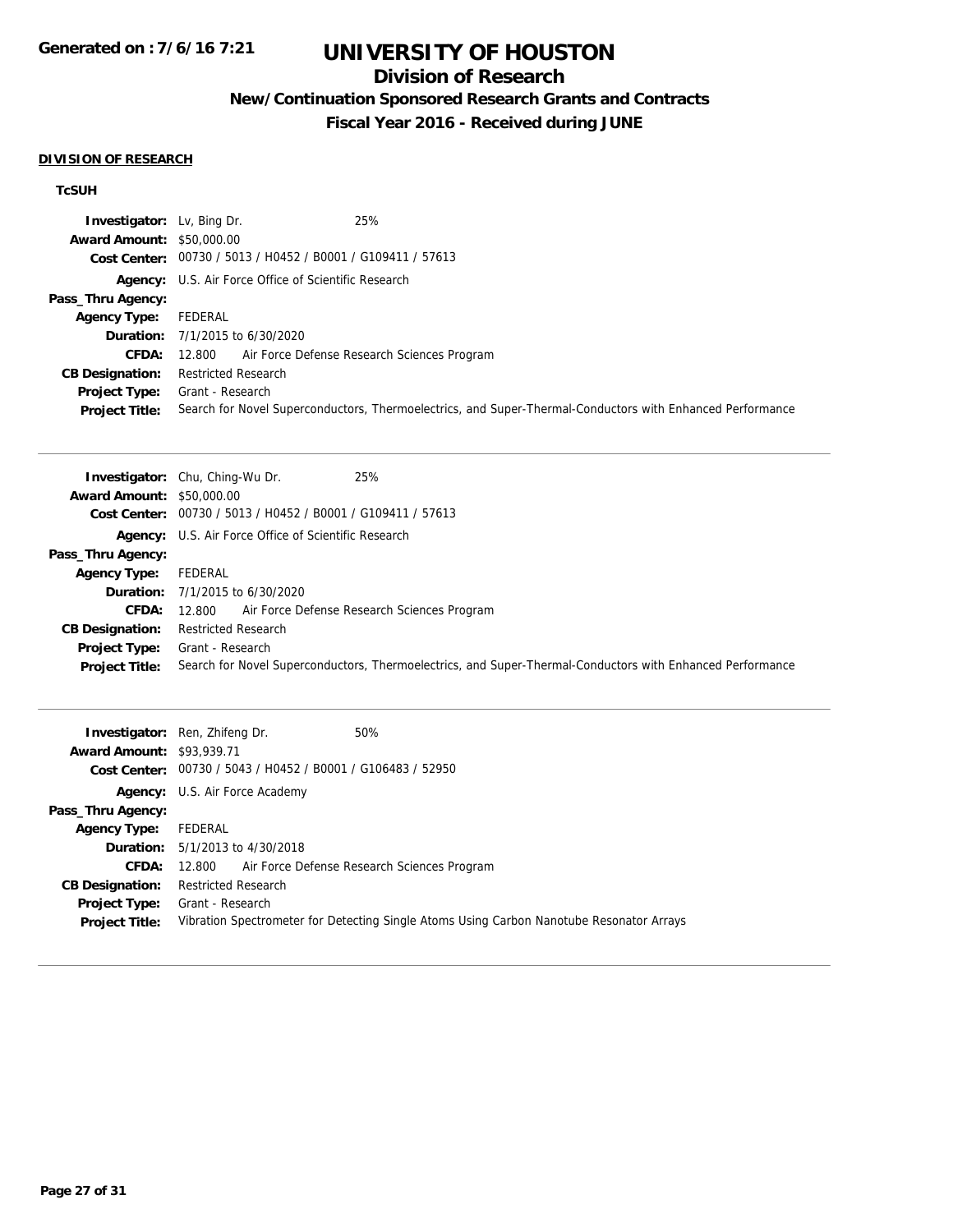# UNIVERSITY OF HOUSTON

## Division of Research

### New/Continuation Sponsored Research Grants and Contracts

### Fiscal Year 2016 - Received during JUNE

**DIVISION OF RESEARCH**

**TcSUH**

**Investigator:** Lv, Bing Dr. 25%
**Award Amount:** $50,000.00
**Cost Center:** 00730 / 5013 / H0452 / B0001 / G109411 / 57613
**Agency:** U.S. Air Force Office of Scientific Research
**Pass_Thru Agency:**
**Agency Type:** FEDERAL
**Duration:** 7/1/2015 to 6/30/2020
**CFDA:** 12.800 Air Force Defense Research Sciences Program
**CB Designation:** Restricted Research
**Project Type:** Grant - Research
**Project Title:** Search for Novel Superconductors, Thermoelectrics, and Super-Thermal-Conductors with Enhanced Performance

---

**Investigator:** Chu, Ching-Wu Dr. 25%
**Award Amount:** $50,000.00
**Cost Center:** 00730 / 5013 / H0452 / B0001 / G109411 / 57613
**Agency:** U.S. Air Force Office of Scientific Research
**Pass_Thru Agency:**
**Agency Type:** FEDERAL
**Duration:** 7/1/2015 to 6/30/2020
**CFDA:** 12.800 Air Force Defense Research Sciences Program
**CB Designation:** Restricted Research
**Project Type:** Grant - Research
**Project Title:** Search for Novel Superconductors, Thermoelectrics, and Super-Thermal-Conductors with Enhanced Performance

---

**Investigator:** Ren, Zhifeng Dr. 50%
**Award Amount:** $93,939.71
**Cost Center:** 00730 / 5043 / H0452 / B0001 / G106483 / 52950
**Agency:** U.S. Air Force Academy
**Pass_Thru Agency:**
**Agency Type:** FEDERAL
**Duration:** 5/1/2013 to 4/30/2018
**CFDA:** 12.800 Air Force Defense Research Sciences Program
**CB Designation:** Restricted Research
**Project Type:** Grant - Research
**Project Title:** Vibration Spectrometer for Detecting Single Atoms Using Carbon Nanotube Resonator Arrays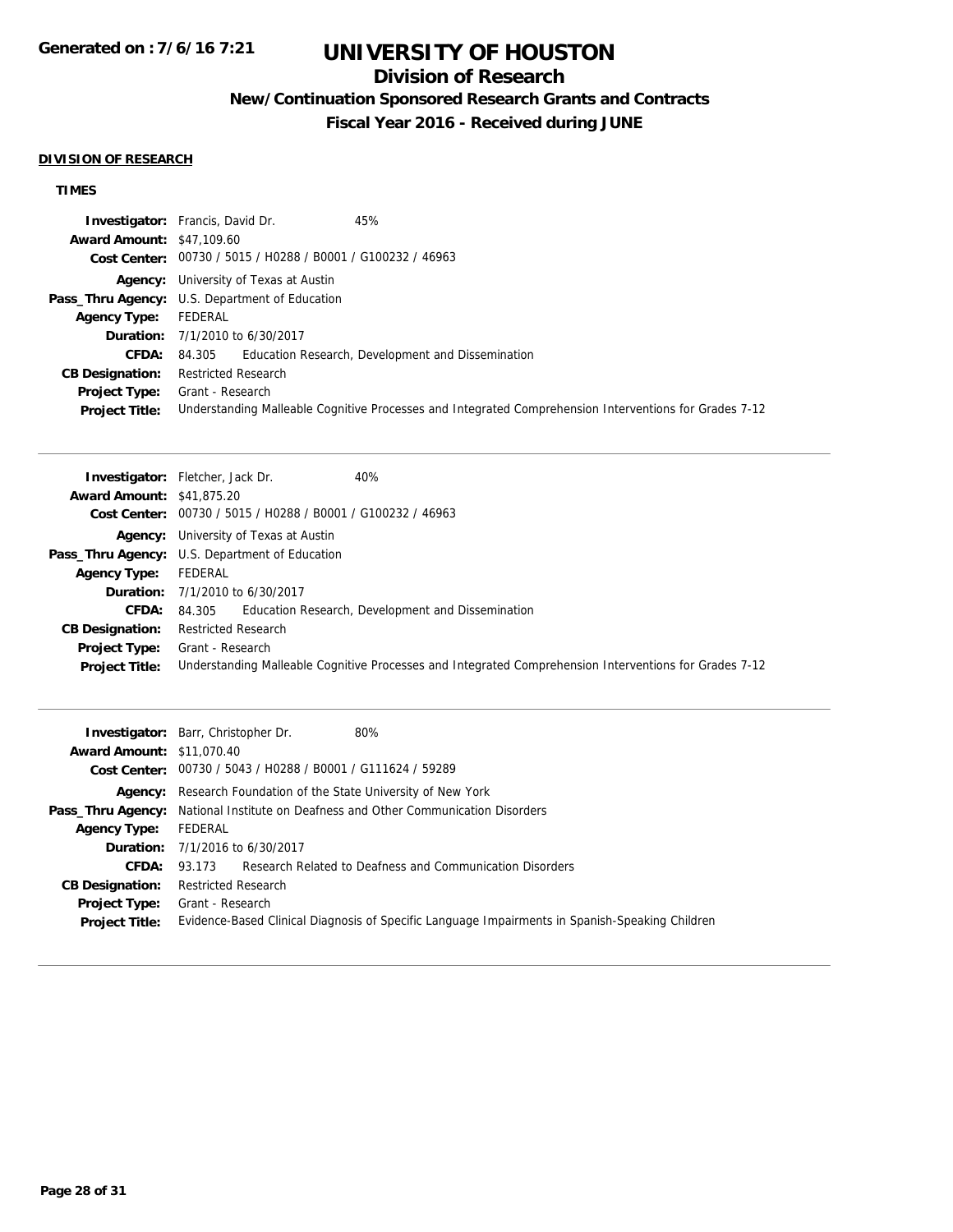# UNIVERSITY OF HOUSTON

## Division of Research

### New/Continuation Sponsored Research Grants and Contracts

### Fiscal Year 2016 - Received during JUNE

**Generated on : 7/6/16 7:21**

**DIVISION OF RESEARCH**

**TIMES**

**Investigator:** Francis, David Dr. 45%
**Award Amount:** $47,109.60
**Cost Center:** 00730 / 5015 / H0288 / B0001 / G100232 / 46963
**Agency:** University of Texas at Austin
**Pass_Thru Agency:** U.S. Department of Education
**Agency Type:** FEDERAL
**Duration:** 7/1/2010 to 6/30/2017
**CFDA:** 84.305 Education Research, Development and Dissemination
**CB Designation:** Restricted Research
**Project Type:** Grant - Research
**Project Title:** Understanding Malleable Cognitive Processes and Integrated Comprehension Interventions for Grades 7-12

---

**Investigator:** Fletcher, Jack Dr. 40%
**Award Amount:** $41,875.20
**Cost Center:** 00730 / 5015 / H0288 / B0001 / G100232 / 46963
**Agency:** University of Texas at Austin
**Pass_Thru Agency:** U.S. Department of Education
**Agency Type:** FEDERAL
**Duration:** 7/1/2010 to 6/30/2017
**CFDA:** 84.305 Education Research, Development and Dissemination
**CB Designation:** Restricted Research
**Project Type:** Grant - Research
**Project Title:** Understanding Malleable Cognitive Processes and Integrated Comprehension Interventions for Grades 7-12

---

**Investigator:** Barr, Christopher Dr. 80%
**Award Amount:** $11,070.40
**Cost Center:** 00730 / 5043 / H0288 / B0001 / G111624 / 59289
**Agency:** Research Foundation of the State University of New York
**Pass_Thru Agency:** National Institute on Deafness and Other Communication Disorders
**Agency Type:** FEDERAL
**Duration:** 7/1/2016 to 6/30/2017
**CFDA:** 93.173 Research Related to Deafness and Communication Disorders
**CB Designation:** Restricted Research
**Project Type:** Grant - Research
**Project Title:** Evidence-Based Clinical Diagnosis of Specific Language Impairments in Spanish-Speaking Children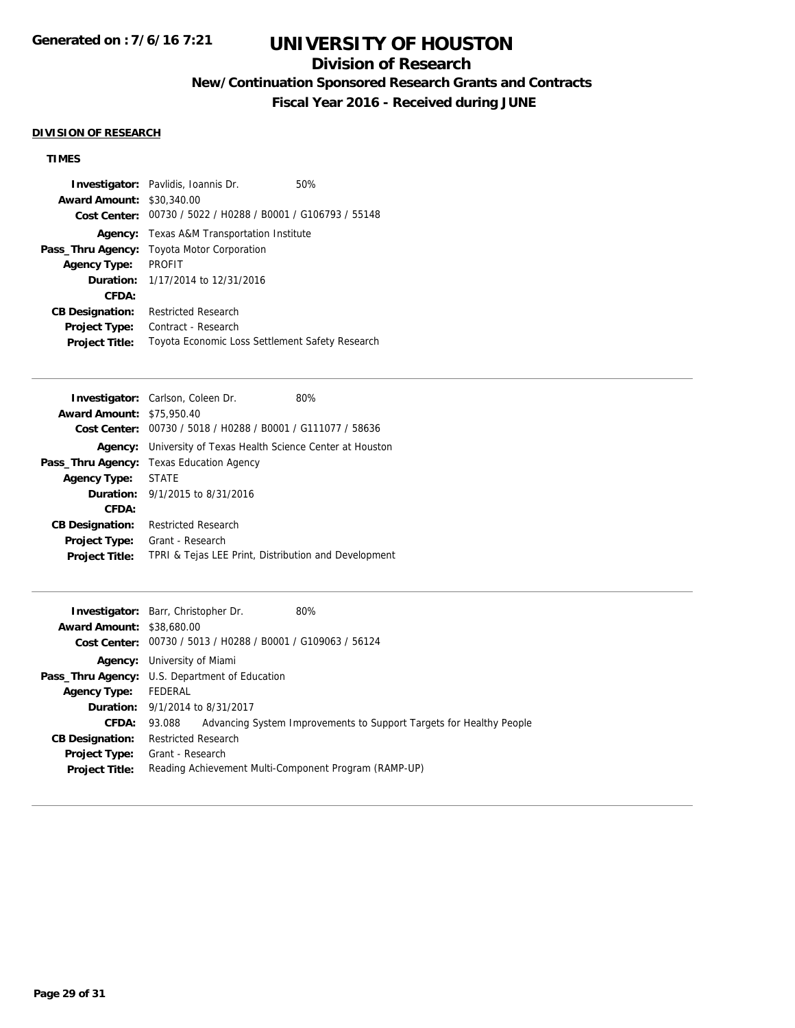# UNIVERSITY OF HOUSTON

## Division of Research

### New/Continuation Sponsored Research Grants and Contracts

### Fiscal Year 2016 - Received during JUNE

**DIVISION OF RESEARCH**

**TIMES**

**Investigator:** Pavlidis, Ioannis Dr. 50%
**Award Amount:** $30,340.00
**Cost Center:** 00730 / 5022 / H0288 / B0001 / G106793 / 55148
**Agency:** Texas A&M Transportation Institute
**Pass_Thru Agency:** Toyota Motor Corporation
**Agency Type:** PROFIT
**Duration:** 1/17/2014 to 12/31/2016
**CFDA:**
**CB Designation:** Restricted Research
**Project Type:** Contract - Research
**Project Title:** Toyota Economic Loss Settlement Safety Research

---

**Investigator:** Carlson, Coleen Dr. 80%
**Award Amount:** $75,950.40
**Cost Center:** 00730 / 5018 / H0288 / B0001 / G111077 / 58636
**Agency:** University of Texas Health Science Center at Houston
**Pass_Thru Agency:** Texas Education Agency
**Agency Type:** STATE
**Duration:** 9/1/2015 to 8/31/2016
**CFDA:**
**CB Designation:** Restricted Research
**Project Type:** Grant - Research
**Project Title:** TPRI & Tejas LEE Print, Distribution and Development

---

**Investigator:** Barr, Christopher Dr. 80%
**Award Amount:** $38,680.00
**Cost Center:** 00730 / 5013 / H0288 / B0001 / G109063 / 56124
**Agency:** University of Miami
**Pass_Thru Agency:** U.S. Department of Education
**Agency Type:** FEDERAL
**Duration:** 9/1/2014 to 8/31/2017
**CFDA:** 93.088 Advancing System Improvements to Support Targets for Healthy People
**CB Designation:** Restricted Research
**Project Type:** Grant - Research
**Project Title:** Reading Achievement Multi-Component Program (RAMP-UP)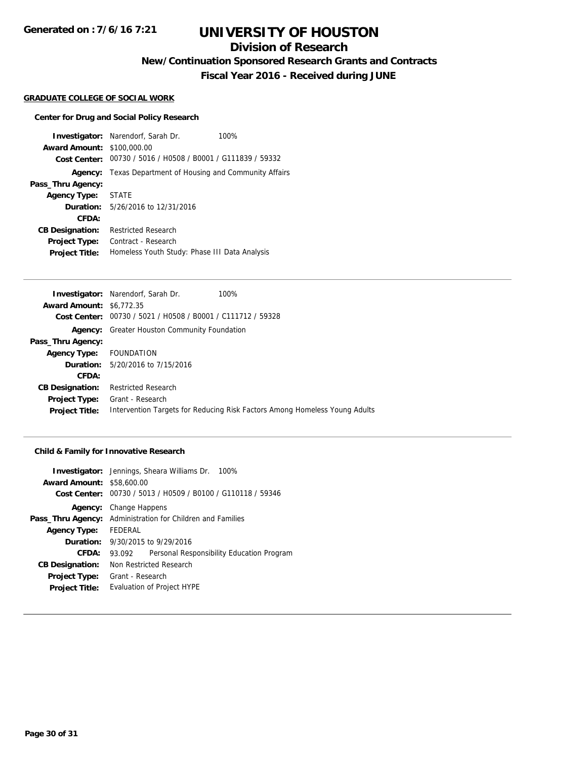# UNIVERSITY OF HOUSTON

## Division of Research

### New/Continuation Sponsored Research Grants and Contracts

### Fiscal Year 2016 - Received during JUNE

**GRADUATE COLLEGE OF SOCIAL WORK**

**Center for Drug and Social Policy Research**

| | |
|---|---|
| **Investigator:** | Narendorf, Sarah Dr. 100% |
| **Award Amount:** | $100,000.00 |
| **Cost Center:** | 00730 / 5016 / H0508 / B0001 / G111839 / 59332 |
| **Agency:** | Texas Department of Housing and Community Affairs |
| **Pass_Thru Agency:** | |
| **Agency Type:** | STATE |
| **Duration:** | 5/26/2016 to 12/31/2016 |
| **CFDA:** | |
| **CB Designation:** | Restricted Research |
| **Project Type:** | Contract - Research |
| **Project Title:** | Homeless Youth Study: Phase III Data Analysis |

| | |
|---|---|
| **Investigator:** | Narendorf, Sarah Dr. 100% |
| **Award Amount:** | $6,772.35 |
| **Cost Center:** | 00730 / 5021 / H0508 / B0001 / C111712 / 59328 |
| **Agency:** | Greater Houston Community Foundation |
| **Pass_Thru Agency:** | |
| **Agency Type:** | FOUNDATION |
| **Duration:** | 5/20/2016 to 7/15/2016 |
| **CFDA:** | |
| **CB Designation:** | Restricted Research |
| **Project Type:** | Grant - Research |
| **Project Title:** | Intervention Targets for Reducing Risk Factors Among Homeless Young Adults |

**Child & Family for Innovative Research**

| | |
|---|---|
| **Investigator:** | Jennings, Sheara Williams Dr. 100% |
| **Award Amount:** | $58,600.00 |
| **Cost Center:** | 00730 / 5013 / H0509 / B0100 / G110118 / 59346 |
| **Agency:** | Change Happens |
| **Pass_Thru Agency:** | Administration for Children and Families |
| **Agency Type:** | FEDERAL |
| **Duration:** | 9/30/2015 to 9/29/2016 |
| **CFDA:** | 93.092 Personal Responsibility Education Program |
| **CB Designation:** | Non Restricted Research |
| **Project Type:** | Grant - Research |
| **Project Title:** | Evaluation of Project HYPE |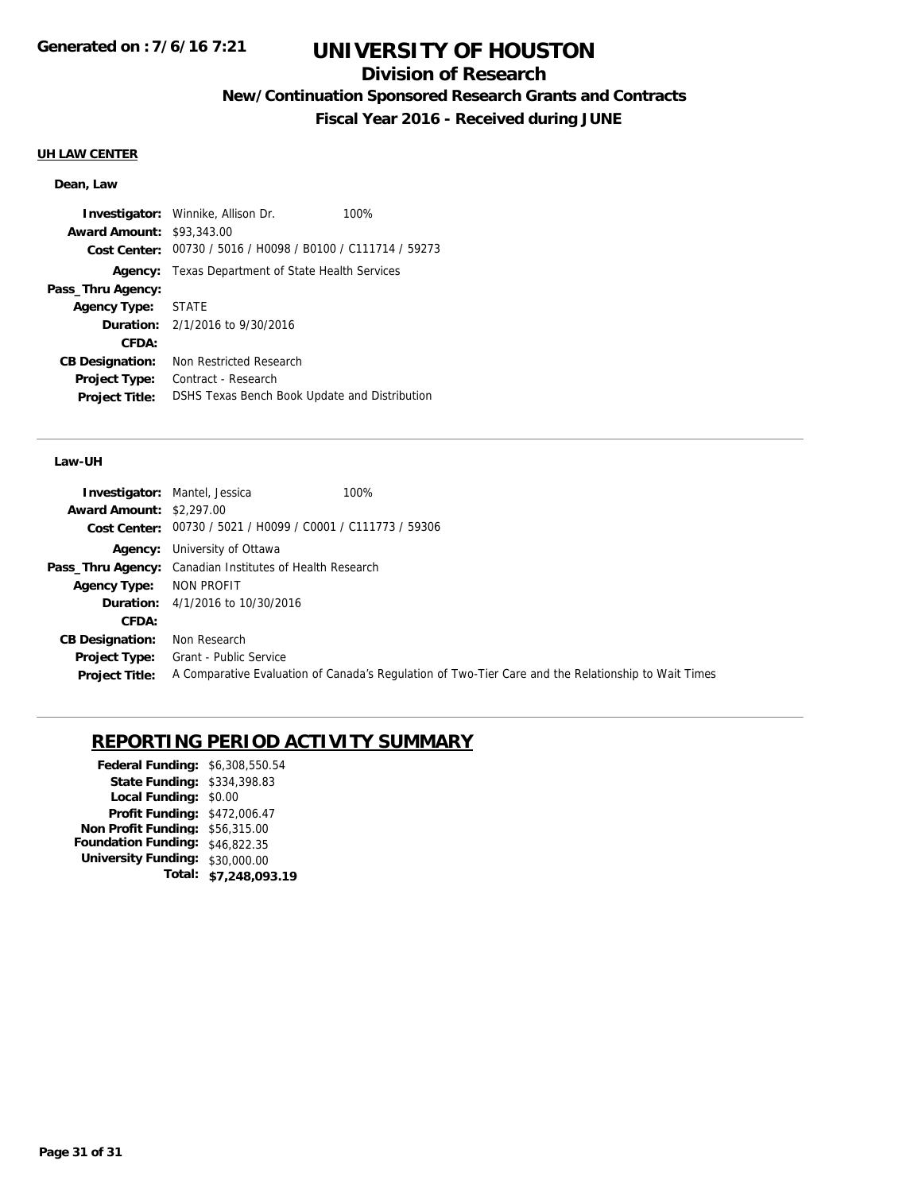## UH LAW CENTER

### Dean, Law

**Investigator:** Winnike, Allison Dr. 100%
**Award Amount:** $93,343.00
**Cost Center:** 00730 / 5016 / H0098 / B0100 / C111714 / 59273
**Agency:** Texas Department of State Health Services
**Pass_Thru Agency:**
**Agency Type:** STATE
**Duration:** 2/1/2016 to 9/30/2016
**CFDA:**
**CB Designation:** Non Restricted Research
**Project Type:** Contract - Research
**Project Title:** DSHS Texas Bench Book Update and Distribution

---

### Law-UH

**Investigator:** Mantel, Jessica 100%
**Award Amount:** $2,297.00
**Cost Center:** 00730 / 5021 / H0099 / C0001 / C111773 / 59306
**Agency:** University of Ottawa
**Pass_Thru Agency:** Canadian Institutes of Health Research
**Agency Type:** NON PROFIT
**Duration:** 4/1/2016 to 10/30/2016
**CFDA:**
**CB Designation:** Non Research
**Project Type:** Grant - Public Service
**Project Title:** A Comparative Evaluation of Canada's Regulation of Two-Tier Care and the Relationship to Wait Times

---

## REPORTING PERIOD ACTIVITY SUMMARY

**Federal Funding:** $6,308,550.54
**State Funding:** $334,398.83
**Local Funding:** $0.00
**Profit Funding:** $472,006.47
**Non Profit Funding:** $56,315.00
**Foundation Funding:** $46,822.35
**University Funding:** $30,000.00
**Total:** **$7,248,093.19**